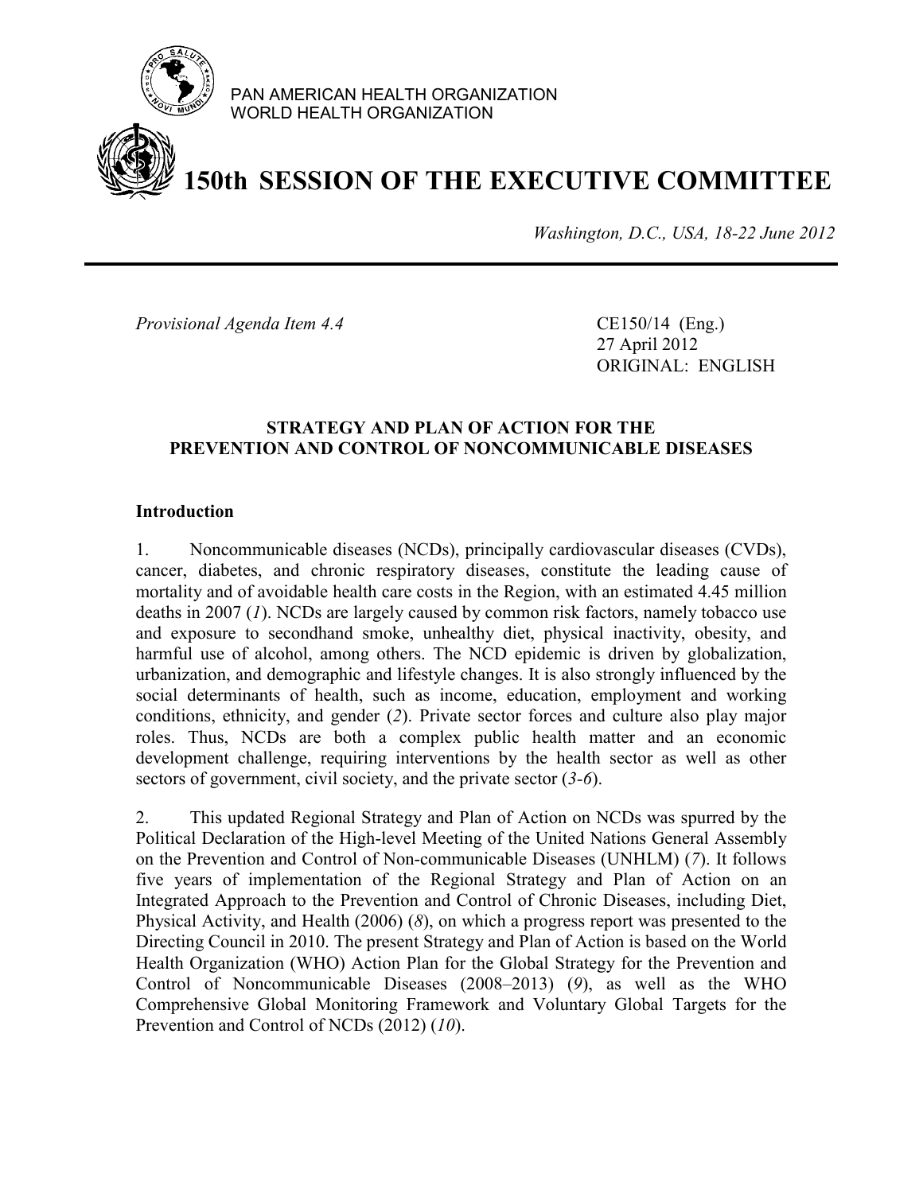PAN AMERICAN HEALTH ORGANIZATION
WORLD HEALTH ORGANIZATION

# 150th SESSION OF THE EXECUTIVE COMMITTEE

*Washington, D.C., USA, 18-22 June 2012*

---

*Provisional Agenda Item 4.4*

CE150/14 (Eng.)
27 April 2012
ORIGINAL: ENGLISH

## STRATEGY AND PLAN OF ACTION FOR THE PREVENTION AND CONTROL OF NONCOMMUNICABLE DISEASES

### Introduction

1. Noncommunicable diseases (NCDs), principally cardiovascular diseases (CVDs), cancer, diabetes, and chronic respiratory diseases, constitute the leading cause of mortality and of avoidable health care costs in the Region, with an estimated 4.45 million deaths in 2007 (*1*). NCDs are largely caused by common risk factors, namely tobacco use and exposure to secondhand smoke, unhealthy diet, physical inactivity, obesity, and harmful use of alcohol, among others. The NCD epidemic is driven by globalization, urbanization, and demographic and lifestyle changes. It is also strongly influenced by the social determinants of health, such as income, education, employment and working conditions, ethnicity, and gender (*2*). Private sector forces and culture also play major roles. Thus, NCDs are both a complex public health matter and an economic development challenge, requiring interventions by the health sector as well as other sectors of government, civil society, and the private sector (*3-6*).

2. This updated Regional Strategy and Plan of Action on NCDs was spurred by the Political Declaration of the High-level Meeting of the United Nations General Assembly on the Prevention and Control of Non-communicable Diseases (UNHLM) (*7*). It follows five years of implementation of the Regional Strategy and Plan of Action on an Integrated Approach to the Prevention and Control of Chronic Diseases, including Diet, Physical Activity, and Health (2006) (*8*), on which a progress report was presented to the Directing Council in 2010. The present Strategy and Plan of Action is based on the World Health Organization (WHO) Action Plan for the Global Strategy for the Prevention and Control of Noncommunicable Diseases (2008–2013) (*9*), as well as the WHO Comprehensive Global Monitoring Framework and Voluntary Global Targets for the Prevention and Control of NCDs (2012) (*10*).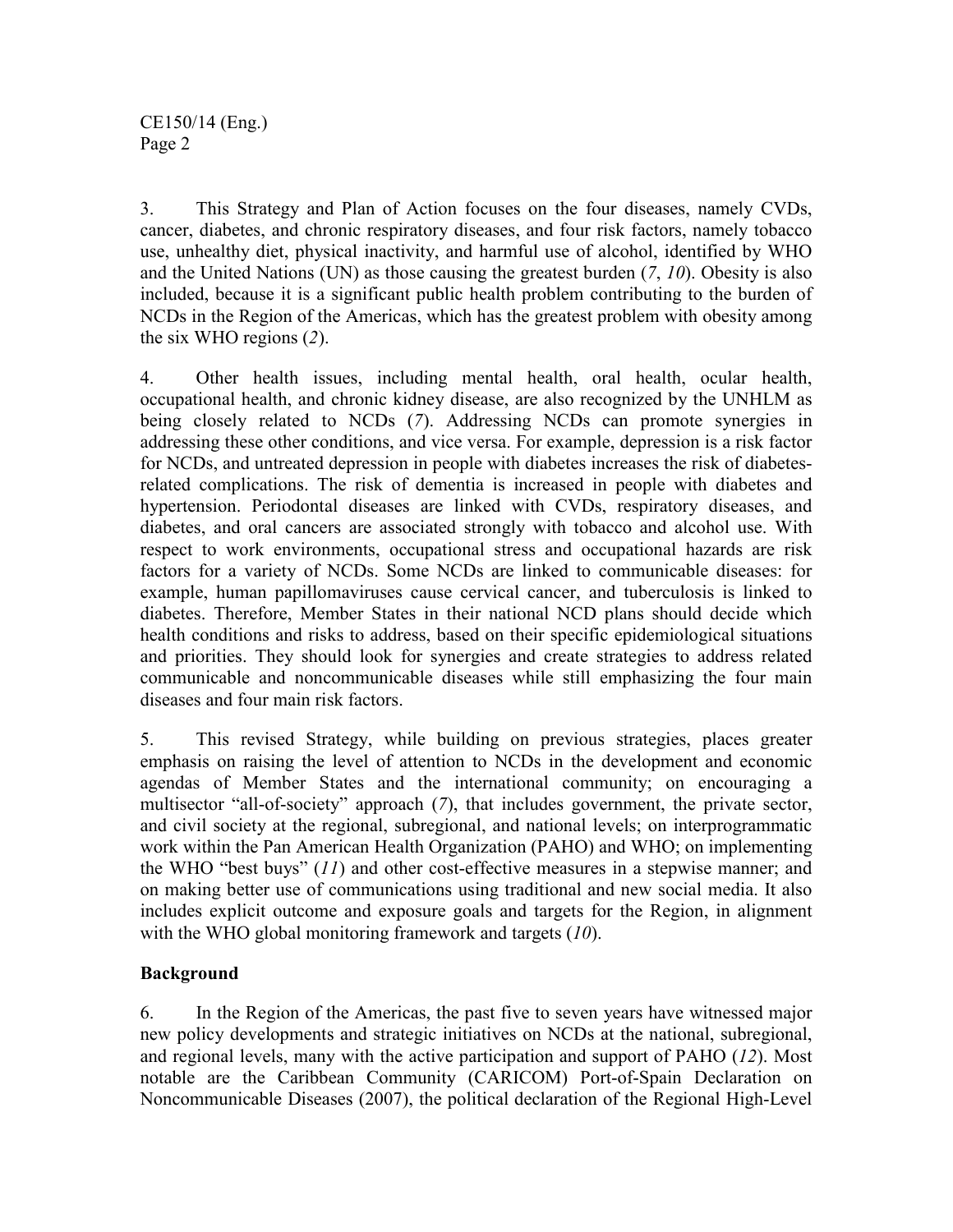3. This Strategy and Plan of Action focuses on the four diseases, namely CVDs, cancer, diabetes, and chronic respiratory diseases, and four risk factors, namely tobacco use, unhealthy diet, physical inactivity, and harmful use of alcohol, identified by WHO and the United Nations (UN) as those causing the greatest burden (*7*, *10*). Obesity is also included, because it is a significant public health problem contributing to the burden of NCDs in the Region of the Americas, which has the greatest problem with obesity among the six WHO regions (*2*).

4. Other health issues, including mental health, oral health, ocular health, occupational health, and chronic kidney disease, are also recognized by the UNHLM as being closely related to NCDs (*7*). Addressing NCDs can promote synergies in addressing these other conditions, and vice versa. For example, depression is a risk factor for NCDs, and untreated depression in people with diabetes increases the risk of diabetes-related complications. The risk of dementia is increased in people with diabetes and hypertension. Periodontal diseases are linked with CVDs, respiratory diseases, and diabetes, and oral cancers are associated strongly with tobacco and alcohol use. With respect to work environments, occupational stress and occupational hazards are risk factors for a variety of NCDs. Some NCDs are linked to communicable diseases: for example, human papillomaviruses cause cervical cancer, and tuberculosis is linked to diabetes. Therefore, Member States in their national NCD plans should decide which health conditions and risks to address, based on their specific epidemiological situations and priorities. They should look for synergies and create strategies to address related communicable and noncommunicable diseases while still emphasizing the four main diseases and four main risk factors.

5. This revised Strategy, while building on previous strategies, places greater emphasis on raising the level of attention to NCDs in the development and economic agendas of Member States and the international community; on encouraging a multisector "all-of-society" approach (*7*), that includes government, the private sector, and civil society at the regional, subregional, and national levels; on interprogrammatic work within the Pan American Health Organization (PAHO) and WHO; on implementing the WHO "best buys" (*11*) and other cost-effective measures in a stepwise manner; and on making better use of communications using traditional and new social media. It also includes explicit outcome and exposure goals and targets for the Region, in alignment with the WHO global monitoring framework and targets (*10*).

## Background

6. In the Region of the Americas, the past five to seven years have witnessed major new policy developments and strategic initiatives on NCDs at the national, subregional, and regional levels, many with the active participation and support of PAHO (*12*). Most notable are the Caribbean Community (CARICOM) Port-of-Spain Declaration on Noncommunicable Diseases (2007), the political declaration of the Regional High-Level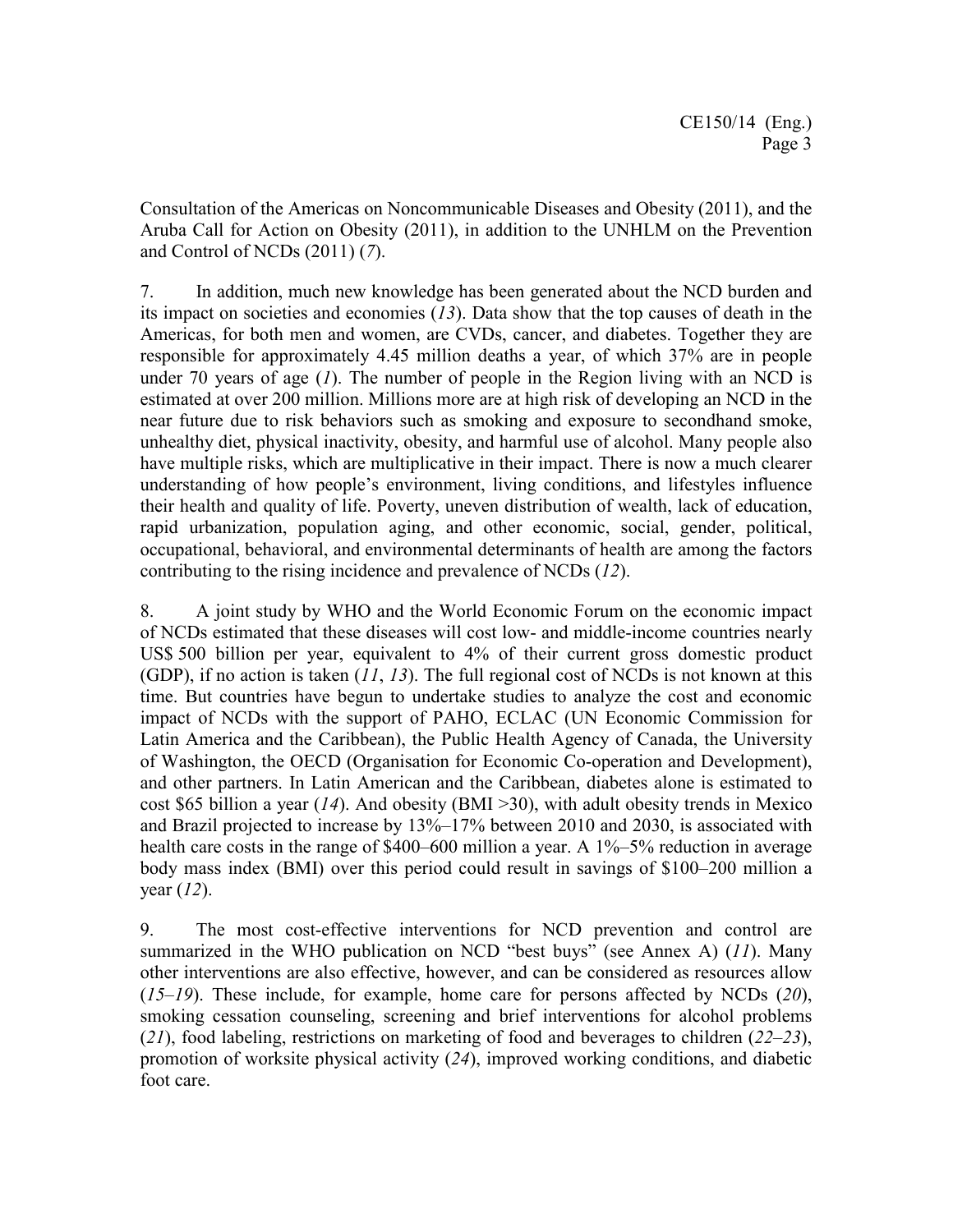Consultation of the Americas on Noncommunicable Diseases and Obesity (2011), and the Aruba Call for Action on Obesity (2011), in addition to the UNHLM on the Prevention and Control of NCDs (2011) (*7*).

7. In addition, much new knowledge has been generated about the NCD burden and its impact on societies and economies (*13*). Data show that the top causes of death in the Americas, for both men and women, are CVDs, cancer, and diabetes. Together they are responsible for approximately 4.45 million deaths a year, of which 37% are in people under 70 years of age (*1*). The number of people in the Region living with an NCD is estimated at over 200 million. Millions more are at high risk of developing an NCD in the near future due to risk behaviors such as smoking and exposure to secondhand smoke, unhealthy diet, physical inactivity, obesity, and harmful use of alcohol. Many people also have multiple risks, which are multiplicative in their impact. There is now a much clearer understanding of how people's environment, living conditions, and lifestyles influence their health and quality of life. Poverty, uneven distribution of wealth, lack of education, rapid urbanization, population aging, and other economic, social, gender, political, occupational, behavioral, and environmental determinants of health are among the factors contributing to the rising incidence and prevalence of NCDs (*12*).

8. A joint study by WHO and the World Economic Forum on the economic impact of NCDs estimated that these diseases will cost low- and middle-income countries nearly US$ 500 billion per year, equivalent to 4% of their current gross domestic product (GDP), if no action is taken (*11*, *13*). The full regional cost of NCDs is not known at this time. But countries have begun to undertake studies to analyze the cost and economic impact of NCDs with the support of PAHO, ECLAC (UN Economic Commission for Latin America and the Caribbean), the Public Health Agency of Canada, the University of Washington, the OECD (Organisation for Economic Co-operation and Development), and other partners. In Latin American and the Caribbean, diabetes alone is estimated to cost $65 billion a year (*14*). And obesity (BMI >30), with adult obesity trends in Mexico and Brazil projected to increase by 13%–17% between 2010 and 2030, is associated with health care costs in the range of $400–600 million a year. A 1%–5% reduction in average body mass index (BMI) over this period could result in savings of $100–200 million a year (*12*).

9. The most cost-effective interventions for NCD prevention and control are summarized in the WHO publication on NCD "best buys" (see Annex A) (*11*). Many other interventions are also effective, however, and can be considered as resources allow (*15–19*). These include, for example, home care for persons affected by NCDs (*20*), smoking cessation counseling, screening and brief interventions for alcohol problems (*21*), food labeling, restrictions on marketing of food and beverages to children (*22–23*), promotion of worksite physical activity (*24*), improved working conditions, and diabetic foot care.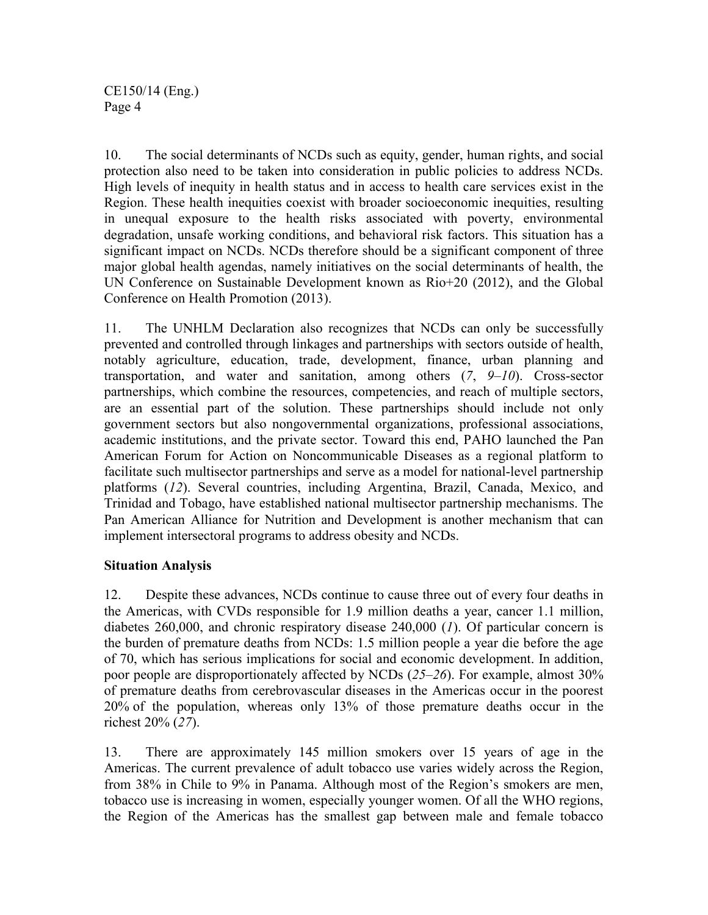10. The social determinants of NCDs such as equity, gender, human rights, and social protection also need to be taken into consideration in public policies to address NCDs. High levels of inequity in health status and in access to health care services exist in the Region. These health inequities coexist with broader socioeconomic inequities, resulting in unequal exposure to the health risks associated with poverty, environmental degradation, unsafe working conditions, and behavioral risk factors. This situation has a significant impact on NCDs. NCDs therefore should be a significant component of three major global health agendas, namely initiatives on the social determinants of health, the UN Conference on Sustainable Development known as Rio+20 (2012), and the Global Conference on Health Promotion (2013).

11. The UNHLM Declaration also recognizes that NCDs can only be successfully prevented and controlled through linkages and partnerships with sectors outside of health, notably agriculture, education, trade, development, finance, urban planning and transportation, and water and sanitation, among others (*7*, *9–10*). Cross-sector partnerships, which combine the resources, competencies, and reach of multiple sectors, are an essential part of the solution. These partnerships should include not only government sectors but also nongovernmental organizations, professional associations, academic institutions, and the private sector. Toward this end, PAHO launched the Pan American Forum for Action on Noncommunicable Diseases as a regional platform to facilitate such multisector partnerships and serve as a model for national-level partnership platforms (*12*). Several countries, including Argentina, Brazil, Canada, Mexico, and Trinidad and Tobago, have established national multisector partnership mechanisms. The Pan American Alliance for Nutrition and Development is another mechanism that can implement intersectoral programs to address obesity and NCDs.

**Situation Analysis**

12. Despite these advances, NCDs continue to cause three out of every four deaths in the Americas, with CVDs responsible for 1.9 million deaths a year, cancer 1.1 million, diabetes 260,000, and chronic respiratory disease 240,000 (*1*). Of particular concern is the burden of premature deaths from NCDs: 1.5 million people a year die before the age of 70, which has serious implications for social and economic development. In addition, poor people are disproportionately affected by NCDs (*25–26*). For example, almost 30% of premature deaths from cerebrovascular diseases in the Americas occur in the poorest 20% of the population, whereas only 13% of those premature deaths occur in the richest 20% (*27*).

13. There are approximately 145 million smokers over 15 years of age in the Americas. The current prevalence of adult tobacco use varies widely across the Region, from 38% in Chile to 9% in Panama. Although most of the Region's smokers are men, tobacco use is increasing in women, especially younger women. Of all the WHO regions, the Region of the Americas has the smallest gap between male and female tobacco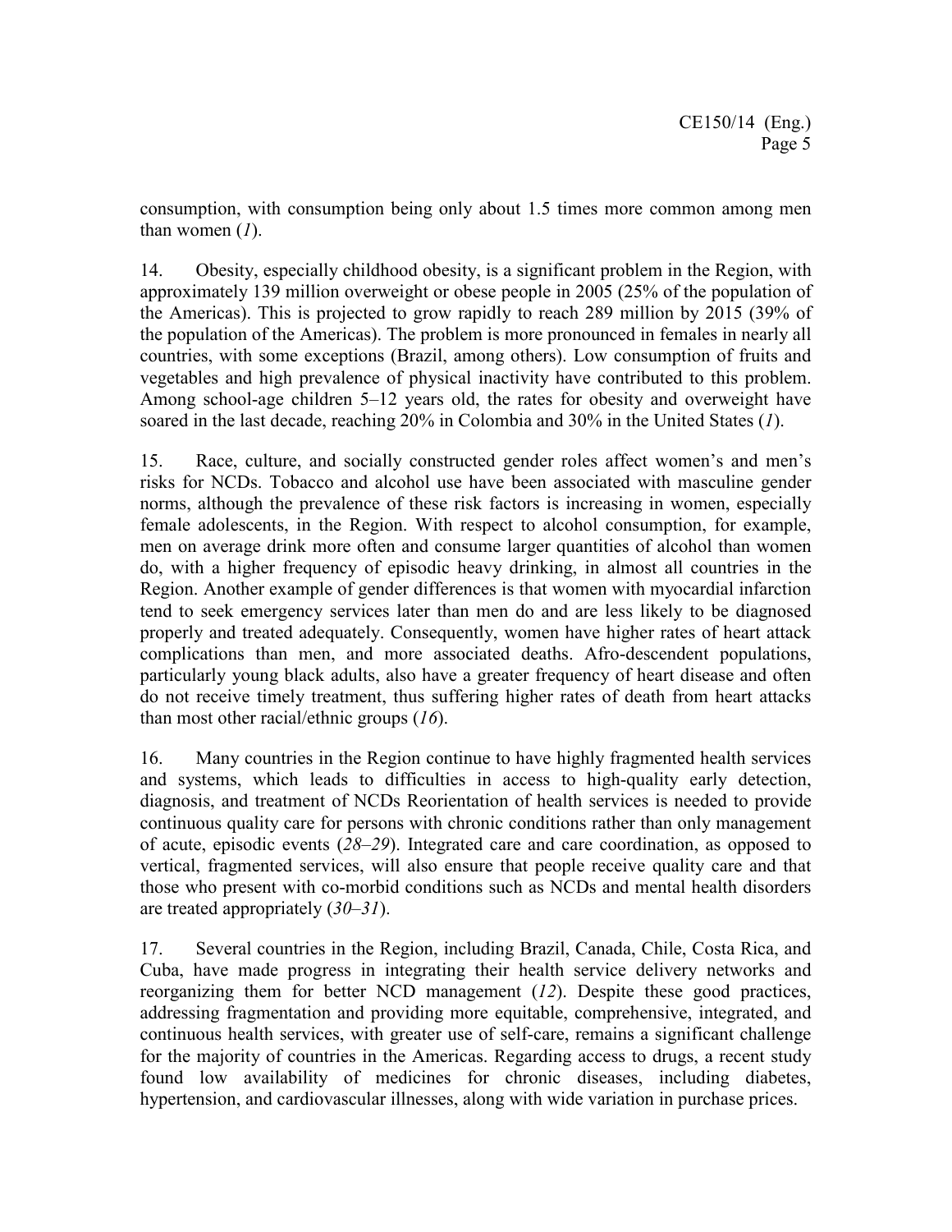consumption, with consumption being only about 1.5 times more common among men than women (*1*).

14. Obesity, especially childhood obesity, is a significant problem in the Region, with approximately 139 million overweight or obese people in 2005 (25% of the population of the Americas). This is projected to grow rapidly to reach 289 million by 2015 (39% of the population of the Americas). The problem is more pronounced in females in nearly all countries, with some exceptions (Brazil, among others). Low consumption of fruits and vegetables and high prevalence of physical inactivity have contributed to this problem. Among school-age children 5–12 years old, the rates for obesity and overweight have soared in the last decade, reaching 20% in Colombia and 30% in the United States (*1*).

15. Race, culture, and socially constructed gender roles affect women's and men's risks for NCDs. Tobacco and alcohol use have been associated with masculine gender norms, although the prevalence of these risk factors is increasing in women, especially female adolescents, in the Region. With respect to alcohol consumption, for example, men on average drink more often and consume larger quantities of alcohol than women do, with a higher frequency of episodic heavy drinking, in almost all countries in the Region. Another example of gender differences is that women with myocardial infarction tend to seek emergency services later than men do and are less likely to be diagnosed properly and treated adequately. Consequently, women have higher rates of heart attack complications than men, and more associated deaths. Afro-descendent populations, particularly young black adults, also have a greater frequency of heart disease and often do not receive timely treatment, thus suffering higher rates of death from heart attacks than most other racial/ethnic groups (*16*).

16. Many countries in the Region continue to have highly fragmented health services and systems, which leads to difficulties in access to high-quality early detection, diagnosis, and treatment of NCDs Reorientation of health services is needed to provide continuous quality care for persons with chronic conditions rather than only management of acute, episodic events (*28*–*29*). Integrated care and care coordination, as opposed to vertical, fragmented services, will also ensure that people receive quality care and that those who present with co-morbid conditions such as NCDs and mental health disorders are treated appropriately (*30*–*31*).

17. Several countries in the Region, including Brazil, Canada, Chile, Costa Rica, and Cuba, have made progress in integrating their health service delivery networks and reorganizing them for better NCD management (*12*). Despite these good practices, addressing fragmentation and providing more equitable, comprehensive, integrated, and continuous health services, with greater use of self-care, remains a significant challenge for the majority of countries in the Americas. Regarding access to drugs, a recent study found low availability of medicines for chronic diseases, including diabetes, hypertension, and cardiovascular illnesses, along with wide variation in purchase prices.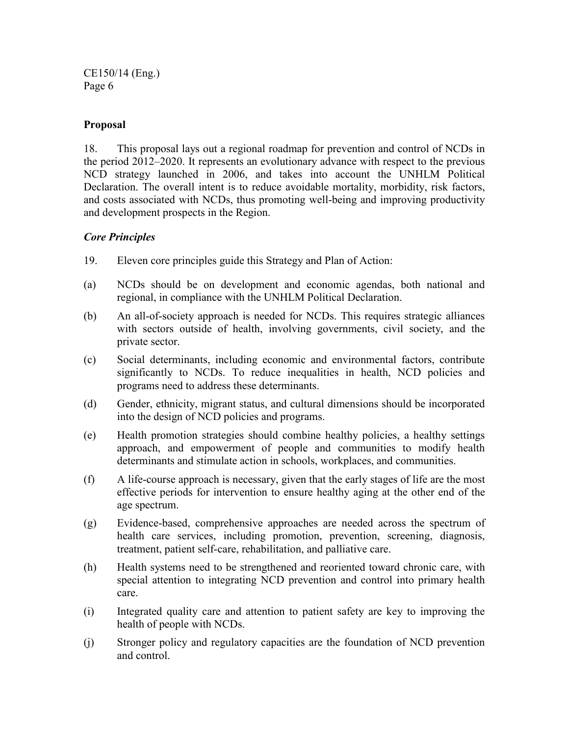**Proposal**

18. This proposal lays out a regional roadmap for prevention and control of NCDs in the period 2012–2020. It represents an evolutionary advance with respect to the previous NCD strategy launched in 2006, and takes into account the UNHLM Political Declaration. The overall intent is to reduce avoidable mortality, morbidity, risk factors, and costs associated with NCDs, thus promoting well-being and improving productivity and development prospects in the Region.

***Core Principles***

19. Eleven core principles guide this Strategy and Plan of Action:

(a) NCDs should be on development and economic agendas, both national and regional, in compliance with the UNHLM Political Declaration.

(b) An all-of-society approach is needed for NCDs. This requires strategic alliances with sectors outside of health, involving governments, civil society, and the private sector.

(c) Social determinants, including economic and environmental factors, contribute significantly to NCDs. To reduce inequalities in health, NCD policies and programs need to address these determinants.

(d) Gender, ethnicity, migrant status, and cultural dimensions should be incorporated into the design of NCD policies and programs.

(e) Health promotion strategies should combine healthy policies, a healthy settings approach, and empowerment of people and communities to modify health determinants and stimulate action in schools, workplaces, and communities.

(f) A life-course approach is necessary, given that the early stages of life are the most effective periods for intervention to ensure healthy aging at the other end of the age spectrum.

(g) Evidence-based, comprehensive approaches are needed across the spectrum of health care services, including promotion, prevention, screening, diagnosis, treatment, patient self-care, rehabilitation, and palliative care.

(h) Health systems need to be strengthened and reoriented toward chronic care, with special attention to integrating NCD prevention and control into primary health care.

(i) Integrated quality care and attention to patient safety are key to improving the health of people with NCDs.

(j) Stronger policy and regulatory capacities are the foundation of NCD prevention and control.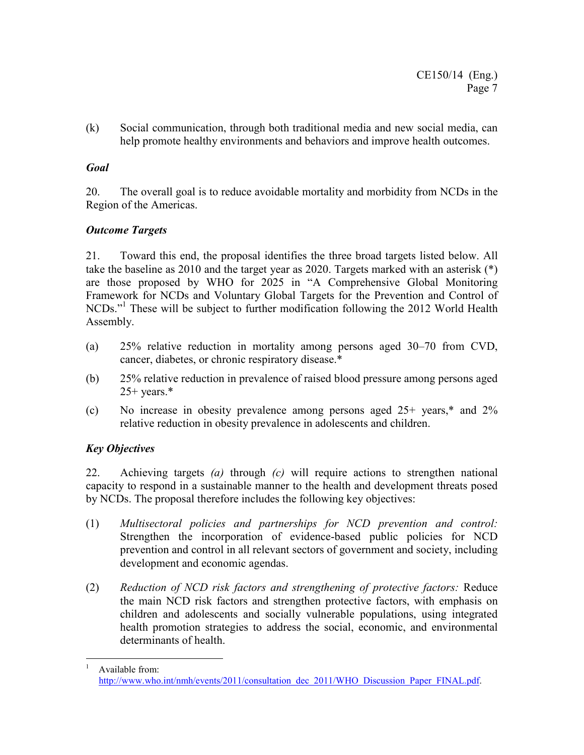(k) Social communication, through both traditional media and new social media, can help promote healthy environments and behaviors and improve health outcomes.

### *Goal*

20. The overall goal is to reduce avoidable mortality and morbidity from NCDs in the Region of the Americas.

### *Outcome Targets*

21. Toward this end, the proposal identifies the three broad targets listed below. All take the baseline as 2010 and the target year as 2020. Targets marked with an asterisk (*) are those proposed by WHO for 2025 in "A Comprehensive Global Monitoring Framework for NCDs and Voluntary Global Targets for the Prevention and Control of NCDs."[1] These will be subject to further modification following the 2012 World Health Assembly.

(a) 25% relative reduction in mortality among persons aged 30–70 from CVD, cancer, diabetes, or chronic respiratory disease.*

(b) 25% relative reduction in prevalence of raised blood pressure among persons aged 25+ years.*

(c) No increase in obesity prevalence among persons aged 25+ years,* and 2% relative reduction in obesity prevalence in adolescents and children.

### *Key Objectives*

22. Achieving targets *(a)* through *(c)* will require actions to strengthen national capacity to respond in a sustainable manner to the health and development threats posed by NCDs. The proposal therefore includes the following key objectives:

(1) *Multisectoral policies and partnerships for NCD prevention and control:* Strengthen the incorporation of evidence-based public policies for NCD prevention and control in all relevant sectors of government and society, including development and economic agendas.

(2) *Reduction of NCD risk factors and strengthening of protective factors:* Reduce the main NCD risk factors and strengthen protective factors, with emphasis on children and adolescents and socially vulnerable populations, using integrated health promotion strategies to address the social, economic, and environmental determinants of health.

---

[1] Available from: http://www.who.int/nmh/events/2011/consultation_dec_2011/WHO_Discussion_Paper_FINAL.pdf.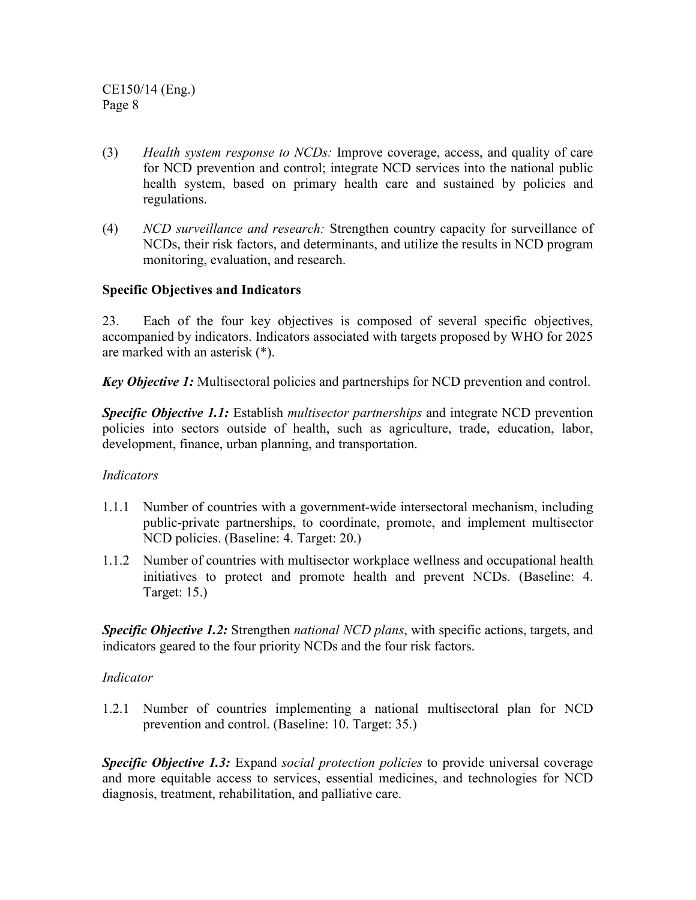(3) *Health system response to NCDs:* Improve coverage, access, and quality of care for NCD prevention and control; integrate NCD services into the national public health system, based on primary health care and sustained by policies and regulations.

(4) *NCD surveillance and research:* Strengthen country capacity for surveillance of NCDs, their risk factors, and determinants, and utilize the results in NCD program monitoring, evaluation, and research.

**Specific Objectives and Indicators**

23. Each of the four key objectives is composed of several specific objectives, accompanied by indicators. Indicators associated with targets proposed by WHO for 2025 are marked with an asterisk (*).

***Key Objective 1:*** Multisectoral policies and partnerships for NCD prevention and control.

***Specific Objective 1.1:*** Establish *multisector partnerships* and integrate NCD prevention policies into sectors outside of health, such as agriculture, trade, education, labor, development, finance, urban planning, and transportation.

*Indicators*

1.1.1 Number of countries with a government-wide intersectoral mechanism, including public-private partnerships, to coordinate, promote, and implement multisector NCD policies. (Baseline: 4. Target: 20.)

1.1.2 Number of countries with multisector workplace wellness and occupational health initiatives to protect and promote health and prevent NCDs. (Baseline: 4. Target: 15.)

***Specific Objective 1.2:*** Strengthen *national NCD plans*, with specific actions, targets, and indicators geared to the four priority NCDs and the four risk factors.

*Indicator*

1.2.1 Number of countries implementing a national multisectoral plan for NCD prevention and control. (Baseline: 10. Target: 35.)

***Specific Objective 1.3:*** Expand *social protection policies* to provide universal coverage and more equitable access to services, essential medicines, and technologies for NCD diagnosis, treatment, rehabilitation, and palliative care.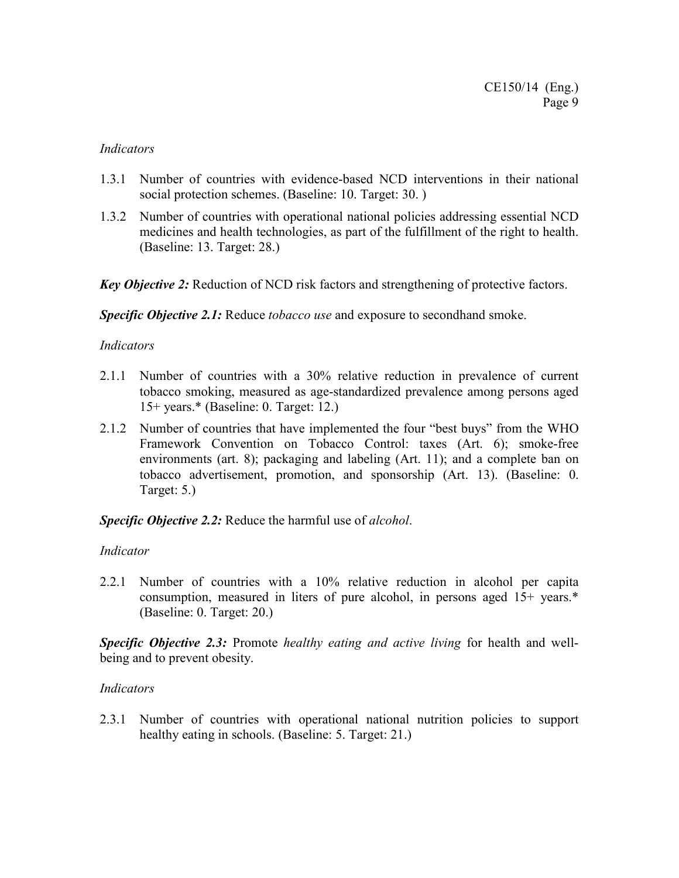*Indicators*

1.3.1 Number of countries with evidence-based NCD interventions in their national social protection schemes. (Baseline: 10. Target: 30. )

1.3.2 Number of countries with operational national policies addressing essential NCD medicines and health technologies, as part of the fulfillment of the right to health. (Baseline: 13. Target: 28.)

***Key Objective 2:*** Reduction of NCD risk factors and strengthening of protective factors.

***Specific Objective 2.1:*** Reduce *tobacco use* and exposure to secondhand smoke.

*Indicators*

2.1.1 Number of countries with a 30% relative reduction in prevalence of current tobacco smoking, measured as age-standardized prevalence among persons aged 15+ years.* (Baseline: 0. Target: 12.)

2.1.2 Number of countries that have implemented the four "best buys" from the WHO Framework Convention on Tobacco Control: taxes (Art. 6); smoke-free environments (art. 8); packaging and labeling (Art. 11); and a complete ban on tobacco advertisement, promotion, and sponsorship (Art. 13). (Baseline: 0. Target: 5.)

***Specific Objective 2.2:*** Reduce the harmful use of *alcohol*.

*Indicator*

2.2.1 Number of countries with a 10% relative reduction in alcohol per capita consumption, measured in liters of pure alcohol, in persons aged 15+ years.* (Baseline: 0. Target: 20.)

***Specific Objective 2.3:*** Promote *healthy eating and active living* for health and well-being and to prevent obesity.

*Indicators*

2.3.1 Number of countries with operational national nutrition policies to support healthy eating in schools. (Baseline: 5. Target: 21.)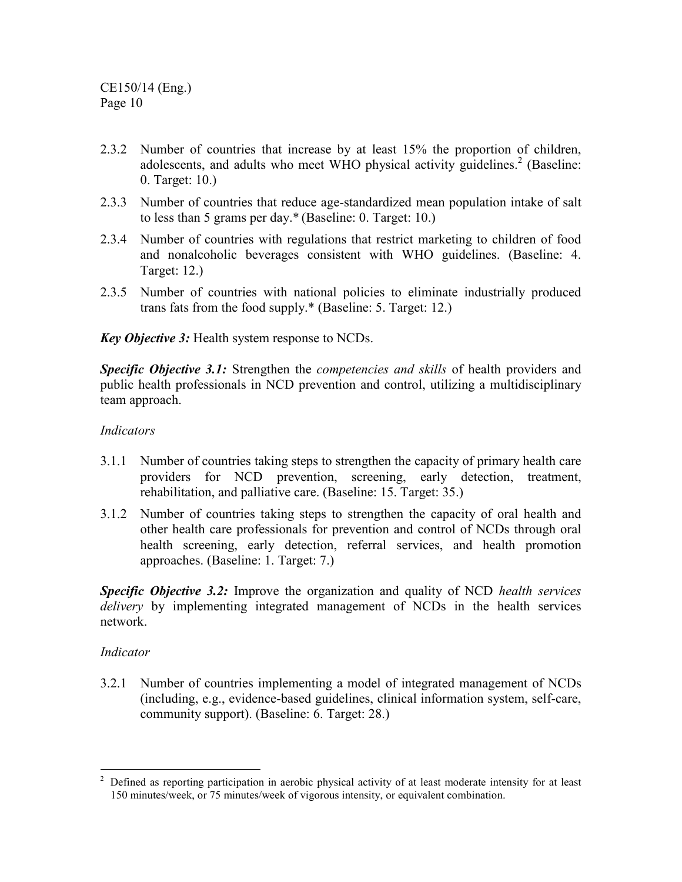2.3.2 Number of countries that increase by at least 15% the proportion of children, adolescents, and adults who meet WHO physical activity guidelines.[2] (Baseline: 0. Target: 10.)

2.3.3 Number of countries that reduce age-standardized mean population intake of salt to less than 5 grams per day.* (Baseline: 0. Target: 10.)

2.3.4 Number of countries with regulations that restrict marketing to children of food and nonalcoholic beverages consistent with WHO guidelines. (Baseline: 4. Target: 12.)

2.3.5 Number of countries with national policies to eliminate industrially produced trans fats from the food supply.* (Baseline: 5. Target: 12.)

***Key Objective 3:*** Health system response to NCDs.

***Specific Objective 3.1:*** Strengthen the *competencies and skills* of health providers and public health professionals in NCD prevention and control, utilizing a multidisciplinary team approach.

*Indicators*

3.1.1 Number of countries taking steps to strengthen the capacity of primary health care providers for NCD prevention, screening, early detection, treatment, rehabilitation, and palliative care. (Baseline: 15. Target: 35.)

3.1.2 Number of countries taking steps to strengthen the capacity of oral health and other health care professionals for prevention and control of NCDs through oral health screening, early detection, referral services, and health promotion approaches. (Baseline: 1. Target: 7.)

***Specific Objective 3.2:*** Improve the organization and quality of NCD *health services delivery* by implementing integrated management of NCDs in the health services network.

*Indicator*

3.2.1 Number of countries implementing a model of integrated management of NCDs (including, e.g., evidence-based guidelines, clinical information system, self-care, community support). (Baseline: 6. Target: 28.)

---

[2] Defined as reporting participation in aerobic physical activity of at least moderate intensity for at least 150 minutes/week, or 75 minutes/week of vigorous intensity, or equivalent combination.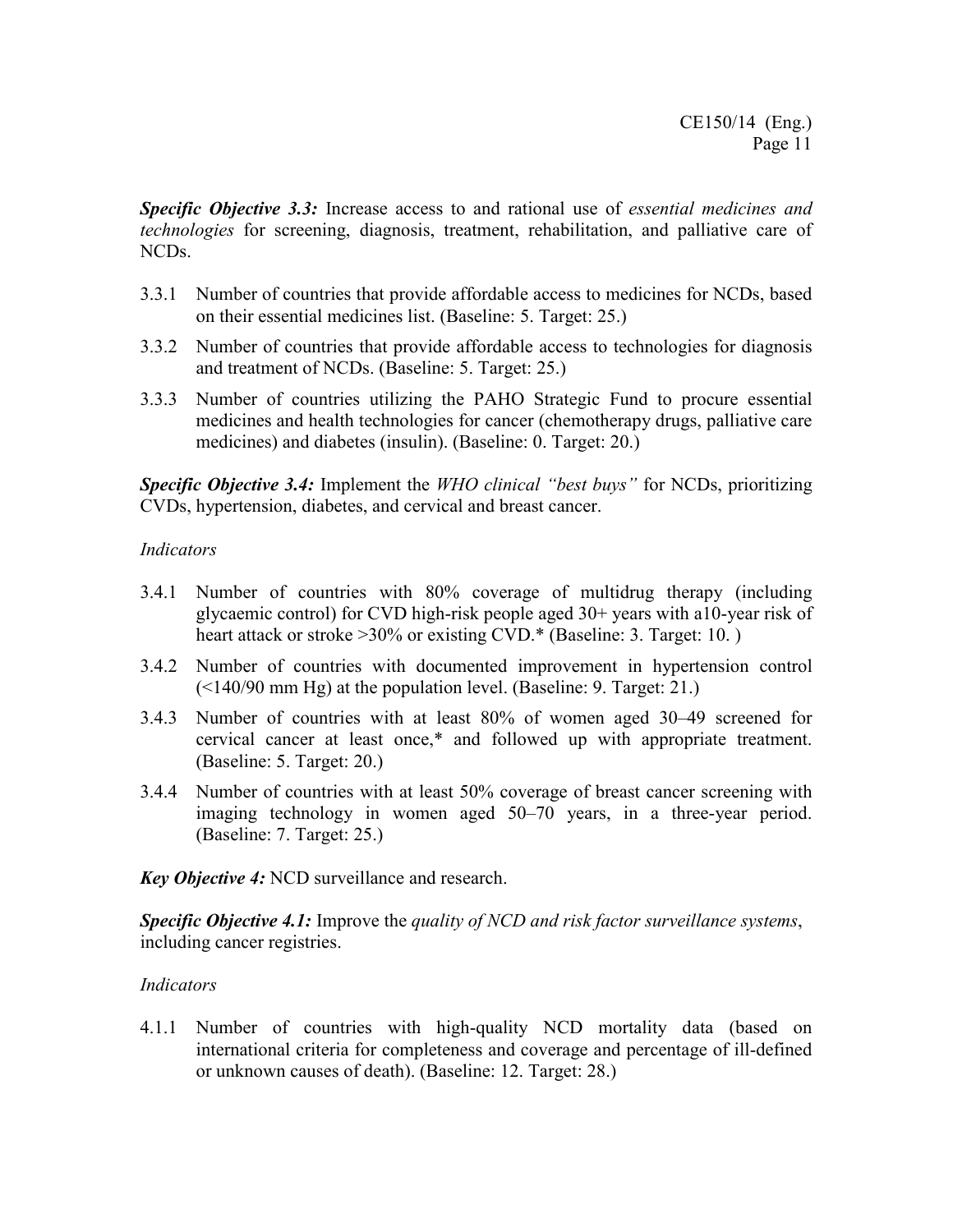***Specific Objective 3.3:*** Increase access to and rational use of *essential medicines and technologies* for screening, diagnosis, treatment, rehabilitation, and palliative care of NCDs.

3.3.1 Number of countries that provide affordable access to medicines for NCDs, based on their essential medicines list. (Baseline: 5. Target: 25.)

3.3.2 Number of countries that provide affordable access to technologies for diagnosis and treatment of NCDs. (Baseline: 5. Target: 25.)

3.3.3 Number of countries utilizing the PAHO Strategic Fund to procure essential medicines and health technologies for cancer (chemotherapy drugs, palliative care medicines) and diabetes (insulin). (Baseline: 0. Target: 20.)

***Specific Objective 3.4:*** Implement the *WHO clinical "best buys"* for NCDs, prioritizing CVDs, hypertension, diabetes, and cervical and breast cancer.

*Indicators*

3.4.1 Number of countries with 80% coverage of multidrug therapy (including glycaemic control) for CVD high-risk people aged 30+ years with a10-year risk of heart attack or stroke >30% or existing CVD.* (Baseline: 3. Target: 10. )

3.4.2 Number of countries with documented improvement in hypertension control (<140/90 mm Hg) at the population level. (Baseline: 9. Target: 21.)

3.4.3 Number of countries with at least 80% of women aged 30–49 screened for cervical cancer at least once,* and followed up with appropriate treatment. (Baseline: 5. Target: 20.)

3.4.4 Number of countries with at least 50% coverage of breast cancer screening with imaging technology in women aged 50–70 years, in a three-year period. (Baseline: 7. Target: 25.)

***Key Objective 4:*** NCD surveillance and research.

***Specific Objective 4.1:*** Improve the *quality of NCD and risk factor surveillance systems*, including cancer registries.

*Indicators*

4.1.1 Number of countries with high-quality NCD mortality data (based on international criteria for completeness and coverage and percentage of ill-defined or unknown causes of death). (Baseline: 12. Target: 28.)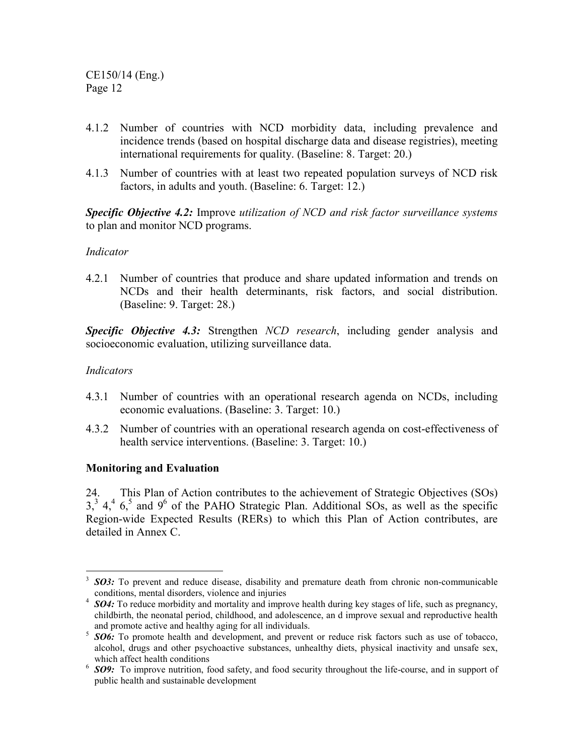4.1.2 Number of countries with NCD morbidity data, including prevalence and incidence trends (based on hospital discharge data and disease registries), meeting international requirements for quality. (Baseline: 8. Target: 20.)

4.1.3 Number of countries with at least two repeated population surveys of NCD risk factors, in adults and youth. (Baseline: 6. Target: 12.)

***Specific Objective 4.2:*** Improve *utilization of NCD and risk factor surveillance systems* to plan and monitor NCD programs.

*Indicator*

4.2.1 Number of countries that produce and share updated information and trends on NCDs and their health determinants, risk factors, and social distribution. (Baseline: 9. Target: 28.)

***Specific Objective 4.3:*** Strengthen *NCD research*, including gender analysis and socioeconomic evaluation, utilizing surveillance data.

*Indicators*

4.3.1 Number of countries with an operational research agenda on NCDs, including economic evaluations. (Baseline: 3. Target: 10.)

4.3.2 Number of countries with an operational research agenda on cost-effectiveness of health service interventions. (Baseline: 3. Target: 10.)

**Monitoring and Evaluation**

24. This Plan of Action contributes to the achievement of Strategic Objectives (SOs) 3,[3] 4,[4] 6,[5] and 9[6] of the PAHO Strategic Plan. Additional SOs, as well as the specific Region-wide Expected Results (RERs) to which this Plan of Action contributes, are detailed in Annex C.

---

[3] ***SO3:*** To prevent and reduce disease, disability and premature death from chronic non-communicable conditions, mental disorders, violence and injuries

[4] ***SO4:*** To reduce morbidity and mortality and improve health during key stages of life, such as pregnancy, childbirth, the neonatal period, childhood, and adolescence, an d improve sexual and reproductive health and promote active and healthy aging for all individuals.

[5] ***SO6:*** To promote health and development, and prevent or reduce risk factors such as use of tobacco, alcohol, drugs and other psychoactive substances, unhealthy diets, physical inactivity and unsafe sex, which affect health conditions

[6] ***SO9:*** To improve nutrition, food safety, and food security throughout the life-course, and in support of public health and sustainable development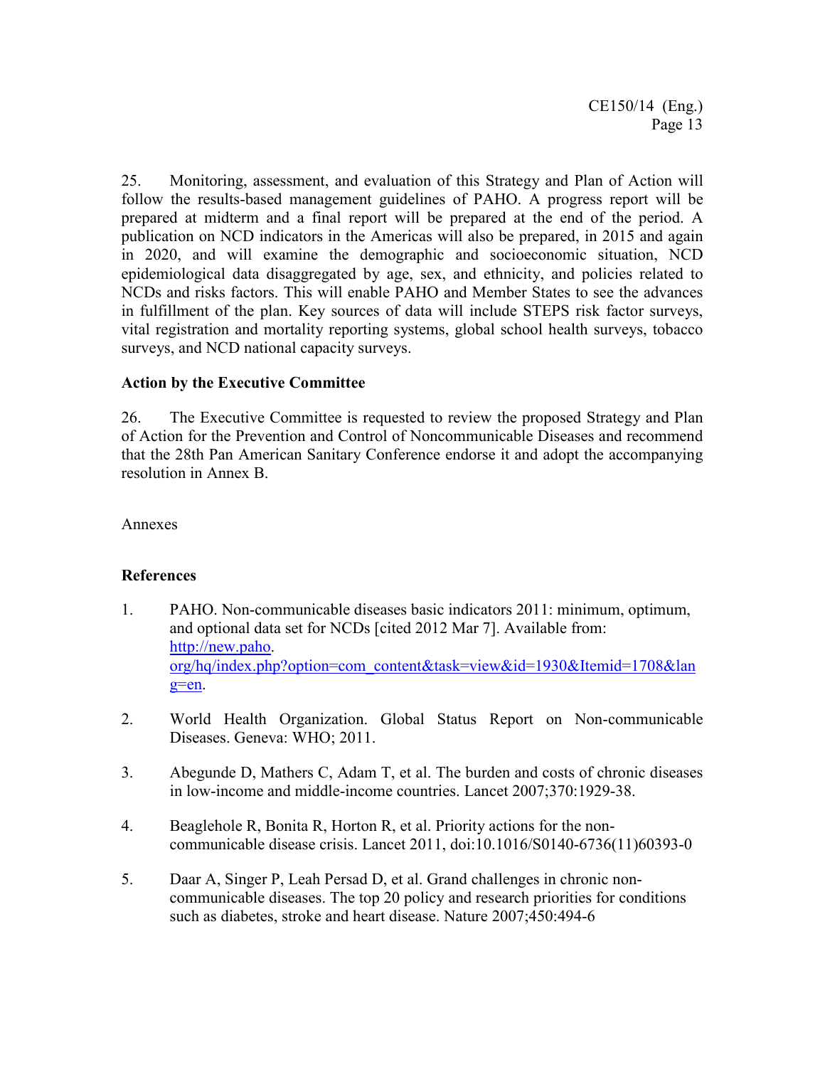25. Monitoring, assessment, and evaluation of this Strategy and Plan of Action will follow the results-based management guidelines of PAHO. A progress report will be prepared at midterm and a final report will be prepared at the end of the period. A publication on NCD indicators in the Americas will also be prepared, in 2015 and again in 2020, and will examine the demographic and socioeconomic situation, NCD epidemiological data disaggregated by age, sex, and ethnicity, and policies related to NCDs and risks factors. This will enable PAHO and Member States to see the advances in fulfillment of the plan. Key sources of data will include STEPS risk factor surveys, vital registration and mortality reporting systems, global school health surveys, tobacco surveys, and NCD national capacity surveys.

## Action by the Executive Committee

26. The Executive Committee is requested to review the proposed Strategy and Plan of Action for the Prevention and Control of Noncommunicable Diseases and recommend that the 28th Pan American Sanitary Conference endorse it and adopt the accompanying resolution in Annex B.

Annexes

## References

1. PAHO. Non-communicable diseases basic indicators 2011: minimum, optimum, and optional data set for NCDs [cited 2012 Mar 7]. Available from: http://new.paho.org/hq/index.php?option=com_content&task=view&id=1930&Itemid=1708&lang=en.

2. World Health Organization. Global Status Report on Non-communicable Diseases. Geneva: WHO; 2011.

3. Abegunde D, Mathers C, Adam T, et al. The burden and costs of chronic diseases in low-income and middle-income countries. Lancet 2007;370:1929-38.

4. Beaglehole R, Bonita R, Horton R, et al. Priority actions for the non-communicable disease crisis. Lancet 2011, doi:10.1016/S0140-6736(11)60393-0

5. Daar A, Singer P, Leah Persad D, et al. Grand challenges in chronic non-communicable diseases. The top 20 policy and research priorities for conditions such as diabetes, stroke and heart disease. Nature 2007;450:494-6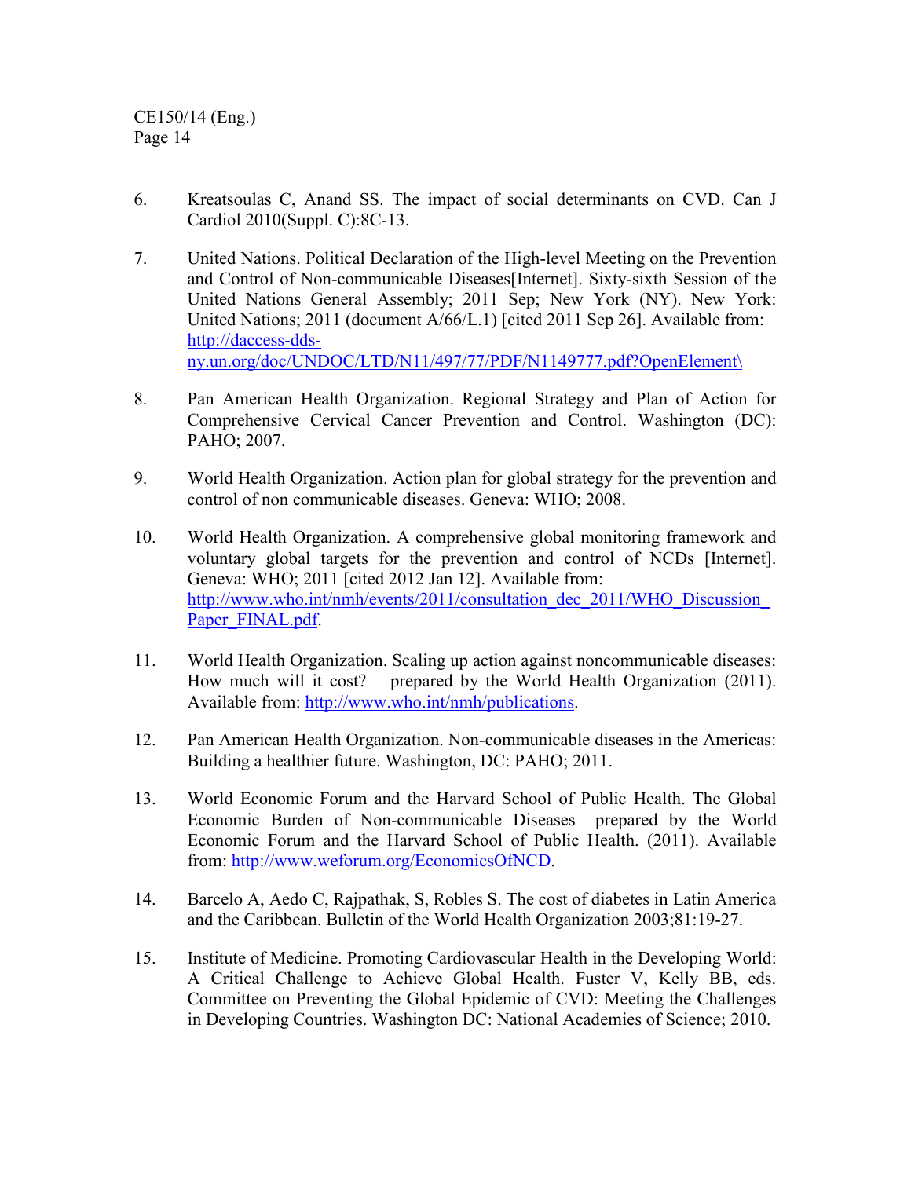6. Kreatsoulas C, Anand SS. The impact of social determinants on CVD. Can J Cardiol 2010(Suppl. C):8C-13.

7. United Nations. Political Declaration of the High-level Meeting on the Prevention and Control of Non-communicable Diseases[Internet]. Sixty-sixth Session of the United Nations General Assembly; 2011 Sep; New York (NY). New York: United Nations; 2011 (document A/66/L.1) [cited 2011 Sep 26]. Available from: http://daccess-dds-ny.un.org/doc/UNDOC/LTD/N11/497/77/PDF/N1149777.pdf?OpenElement\

8. Pan American Health Organization. Regional Strategy and Plan of Action for Comprehensive Cervical Cancer Prevention and Control. Washington (DC): PAHO; 2007.

9. World Health Organization. Action plan for global strategy for the prevention and control of non communicable diseases. Geneva: WHO; 2008.

10. World Health Organization. A comprehensive global monitoring framework and voluntary global targets for the prevention and control of NCDs [Internet]. Geneva: WHO; 2011 [cited 2012 Jan 12]. Available from: http://www.who.int/nmh/events/2011/consultation_dec_2011/WHO_Discussion_Paper_FINAL.pdf.

11. World Health Organization. Scaling up action against noncommunicable diseases: How much will it cost? – prepared by the World Health Organization (2011). Available from: http://www.who.int/nmh/publications.

12. Pan American Health Organization. Non-communicable diseases in the Americas: Building a healthier future. Washington, DC: PAHO; 2011.

13. World Economic Forum and the Harvard School of Public Health. The Global Economic Burden of Non-communicable Diseases –prepared by the World Economic Forum and the Harvard School of Public Health. (2011). Available from: http://www.weforum.org/EconomicsOfNCD.

14. Barcelo A, Aedo C, Rajpathak, S, Robles S. The cost of diabetes in Latin America and the Caribbean. Bulletin of the World Health Organization 2003;81:19-27.

15. Institute of Medicine. Promoting Cardiovascular Health in the Developing World: A Critical Challenge to Achieve Global Health. Fuster V, Kelly BB, eds. Committee on Preventing the Global Epidemic of CVD: Meeting the Challenges in Developing Countries. Washington DC: National Academies of Science; 2010.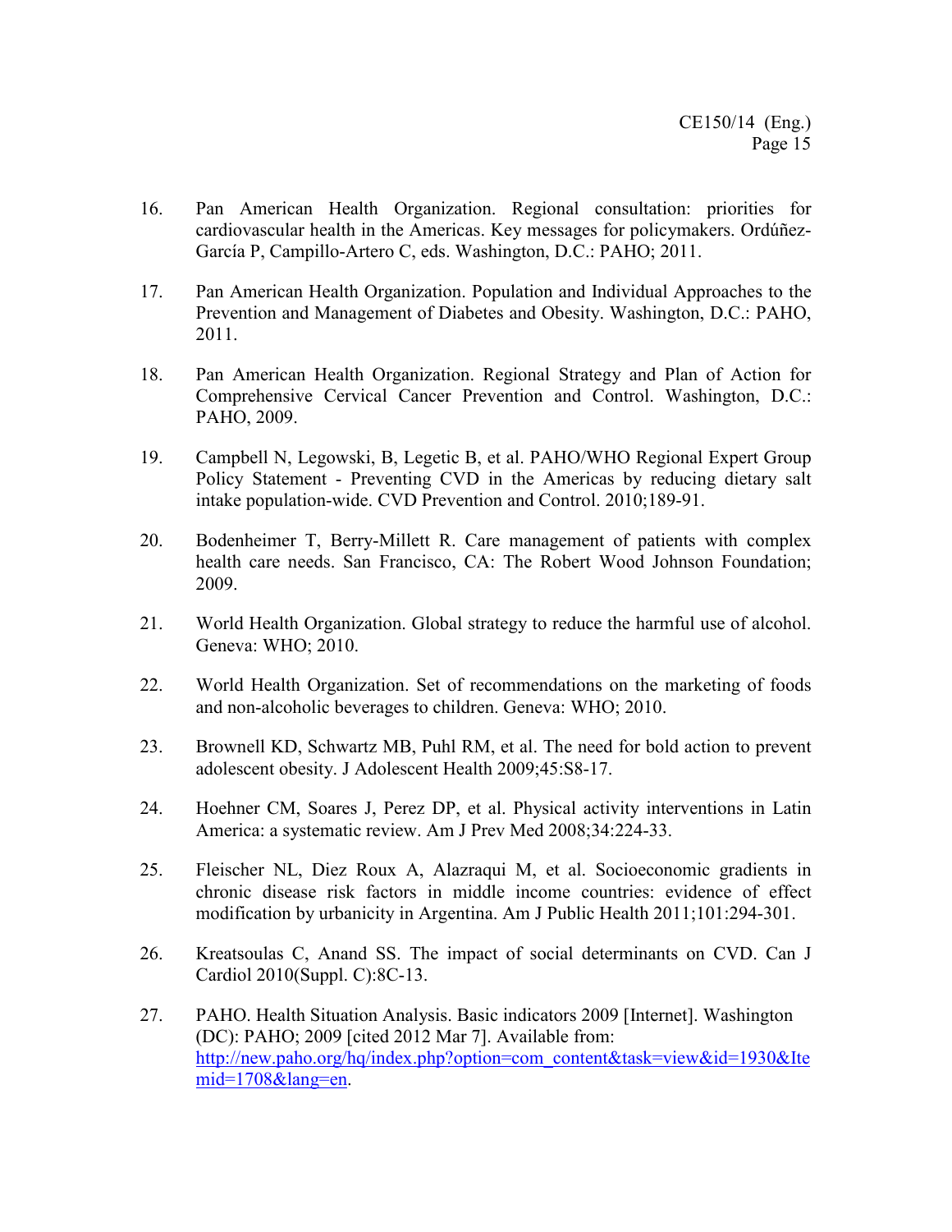16. Pan American Health Organization. Regional consultation: priorities for cardiovascular health in the Americas. Key messages for policymakers. Ordúñez-García P, Campillo-Artero C, eds. Washington, D.C.: PAHO; 2011.

17. Pan American Health Organization. Population and Individual Approaches to the Prevention and Management of Diabetes and Obesity. Washington, D.C.: PAHO, 2011.

18. Pan American Health Organization. Regional Strategy and Plan of Action for Comprehensive Cervical Cancer Prevention and Control. Washington, D.C.: PAHO, 2009.

19. Campbell N, Legowski, B, Legetic B, et al. PAHO/WHO Regional Expert Group Policy Statement - Preventing CVD in the Americas by reducing dietary salt intake population-wide. CVD Prevention and Control. 2010;189-91.

20. Bodenheimer T, Berry-Millett R. Care management of patients with complex health care needs. San Francisco, CA: The Robert Wood Johnson Foundation; 2009.

21. World Health Organization. Global strategy to reduce the harmful use of alcohol. Geneva: WHO; 2010.

22. World Health Organization. Set of recommendations on the marketing of foods and non-alcoholic beverages to children. Geneva: WHO; 2010.

23. Brownell KD, Schwartz MB, Puhl RM, et al. The need for bold action to prevent adolescent obesity. J Adolescent Health 2009;45:S8-17.

24. Hoehner CM, Soares J, Perez DP, et al. Physical activity interventions in Latin America: a systematic review. Am J Prev Med 2008;34:224-33.

25. Fleischer NL, Diez Roux A, Alazraqui M, et al. Socioeconomic gradients in chronic disease risk factors in middle income countries: evidence of effect modification by urbanicity in Argentina. Am J Public Health 2011;101:294-301.

26. Kreatsoulas C, Anand SS. The impact of social determinants on CVD. Can J Cardiol 2010(Suppl. C):8C-13.

27. PAHO. Health Situation Analysis. Basic indicators 2009 [Internet]. Washington (DC): PAHO; 2009 [cited 2012 Mar 7]. Available from: http://new.paho.org/hq/index.php?option=com_content&task=view&id=1930&Itemid=1708&lang=en.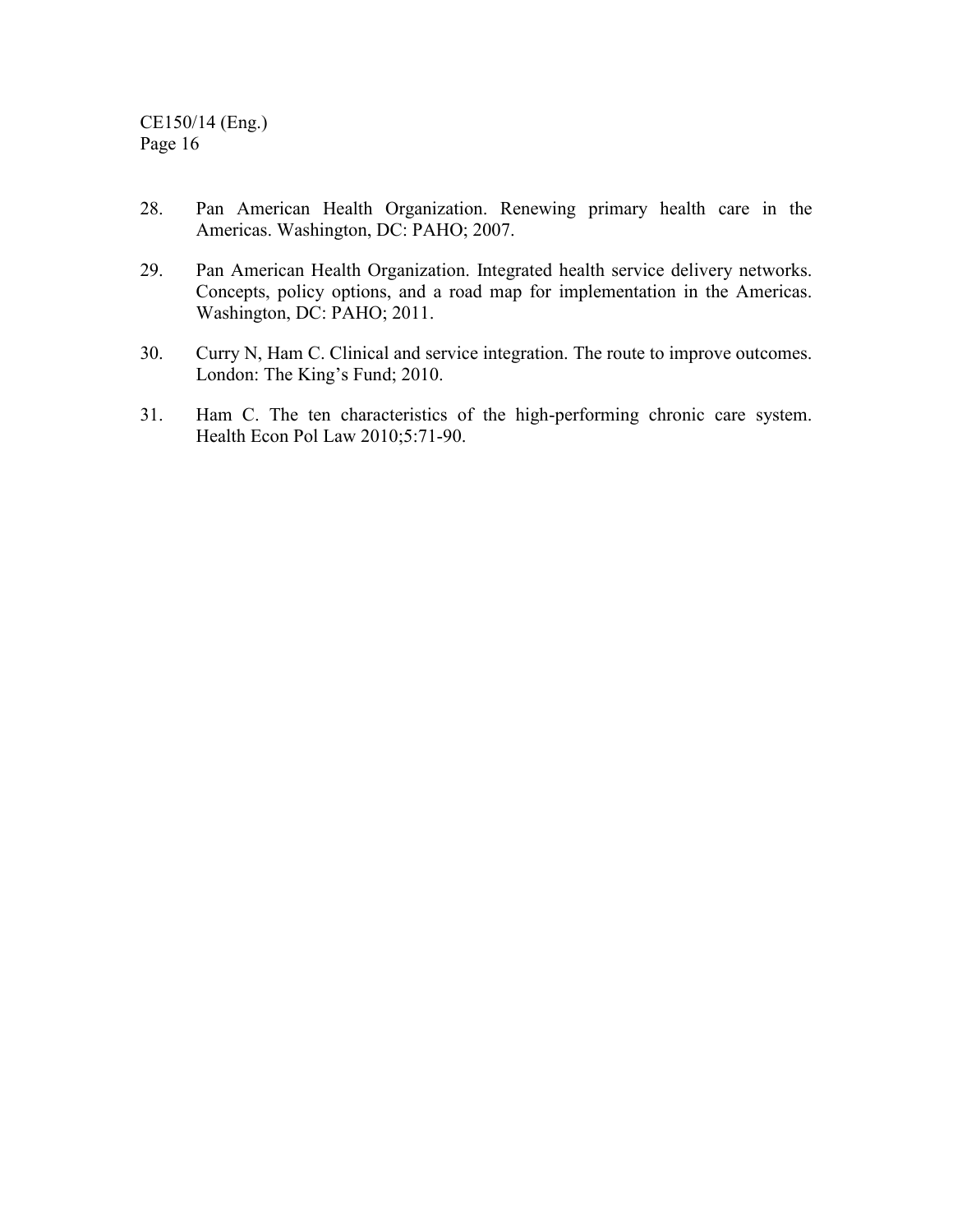28. Pan American Health Organization. Renewing primary health care in the Americas. Washington, DC: PAHO; 2007.

29. Pan American Health Organization. Integrated health service delivery networks. Concepts, policy options, and a road map for implementation in the Americas. Washington, DC: PAHO; 2011.

30. Curry N, Ham C. Clinical and service integration. The route to improve outcomes. London: The King's Fund; 2010.

31. Ham C. The ten characteristics of the high-performing chronic care system. Health Econ Pol Law 2010;5:71-90.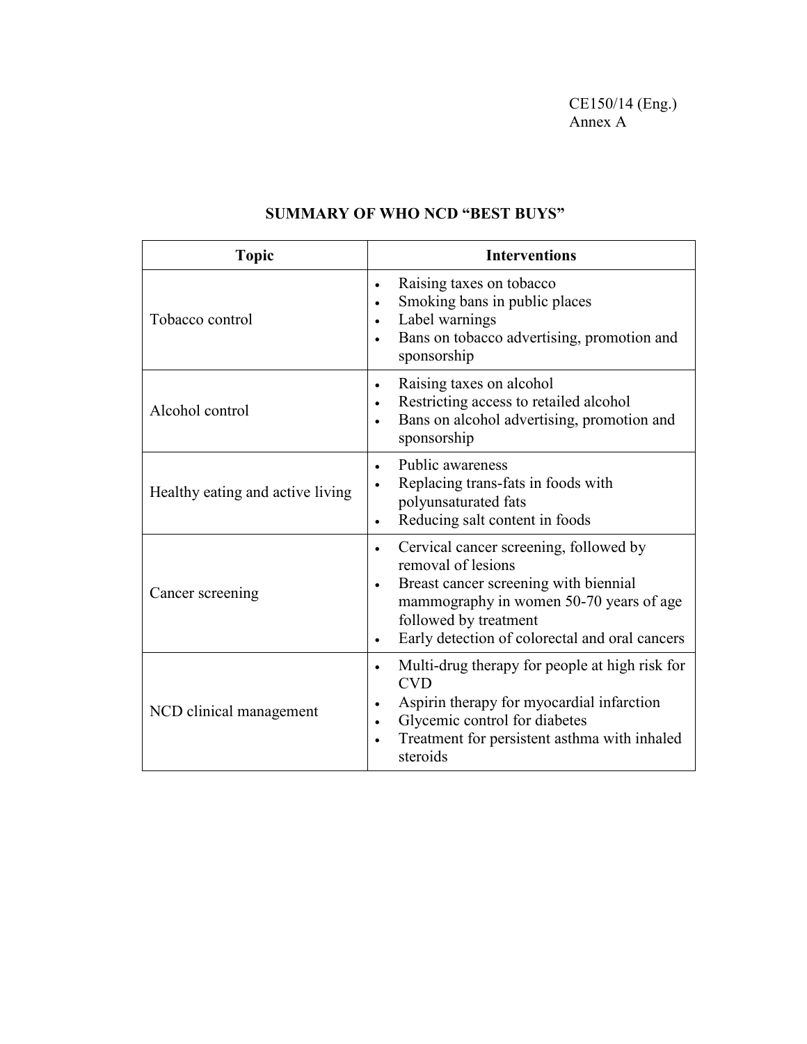CE150/14 (Eng.)
Annex A

## SUMMARY OF WHO NCD "BEST BUYS"

| Topic | Interventions |
|---|---|
| Tobacco control | • Raising taxes on tobacco<br>• Smoking bans in public places<br>• Label warnings<br>• Bans on tobacco advertising, promotion and sponsorship |
| Alcohol control | • Raising taxes on alcohol<br>• Restricting access to retailed alcohol<br>• Bans on alcohol advertising, promotion and sponsorship |
| Healthy eating and active living | • Public awareness<br>• Replacing trans-fats in foods with polyunsaturated fats<br>• Reducing salt content in foods |
| Cancer screening | • Cervical cancer screening, followed by removal of lesions<br>• Breast cancer screening with biennial mammography in women 50-70 years of age followed by treatment<br>• Early detection of colorectal and oral cancers |
| NCD clinical management | • Multi-drug therapy for people at high risk for CVD<br>• Aspirin therapy for myocardial infarction<br>• Glycemic control for diabetes<br>• Treatment for persistent asthma with inhaled steroids |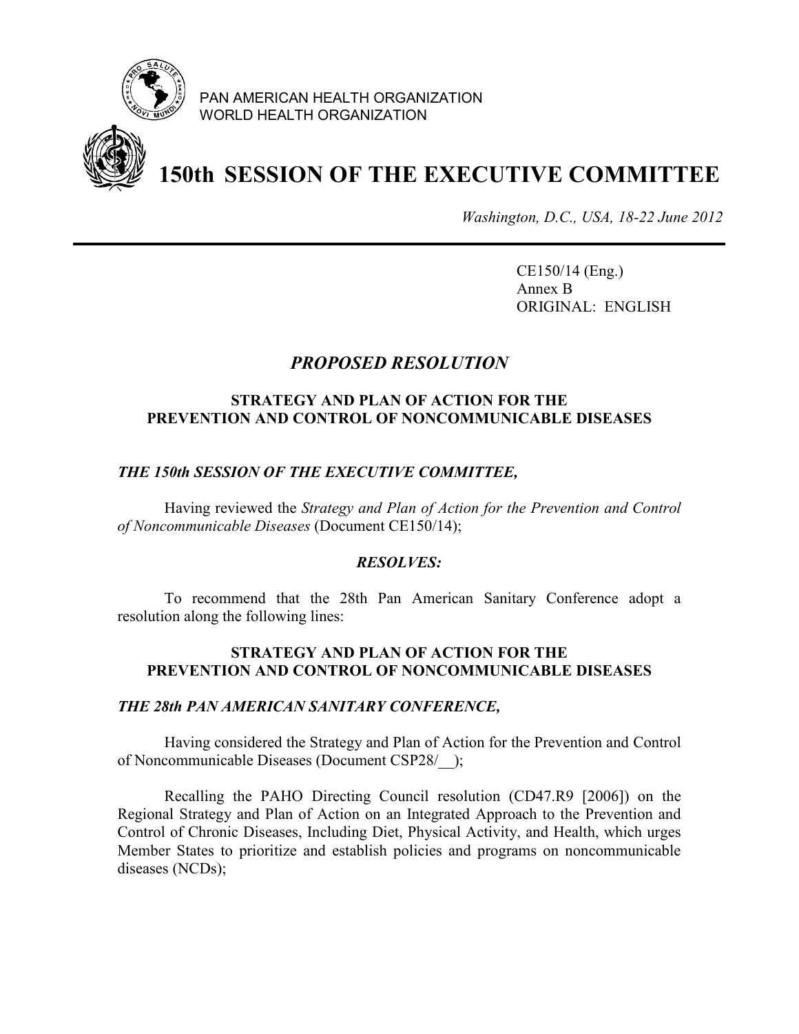PAN AMERICAN HEALTH ORGANIZATION
WORLD HEALTH ORGANIZATION

# 150th SESSION OF THE EXECUTIVE COMMITTEE

*Washington, D.C., USA, 18-22 June 2012*

CE150/14 (Eng.)
Annex B
ORIGINAL: ENGLISH

## *PROPOSED RESOLUTION*

### STRATEGY AND PLAN OF ACTION FOR THE PREVENTION AND CONTROL OF NONCOMMUNICABLE DISEASES

***THE 150th SESSION OF THE EXECUTIVE COMMITTEE,***

Having reviewed the *Strategy and Plan of Action for the Prevention and Control of Noncommunicable Diseases* (Document CE150/14);

***RESOLVES:***

To recommend that the 28th Pan American Sanitary Conference adopt a resolution along the following lines:

### STRATEGY AND PLAN OF ACTION FOR THE PREVENTION AND CONTROL OF NONCOMMUNICABLE DISEASES

***THE 28th PAN AMERICAN SANITARY CONFERENCE,***

Having considered the Strategy and Plan of Action for the Prevention and Control of Noncommunicable Diseases (Document CSP28/__);

Recalling the PAHO Directing Council resolution (CD47.R9 [2006]) on the Regional Strategy and Plan of Action on an Integrated Approach to the Prevention and Control of Chronic Diseases, Including Diet, Physical Activity, and Health, which urges Member States to prioritize and establish policies and programs on noncommunicable diseases (NCDs);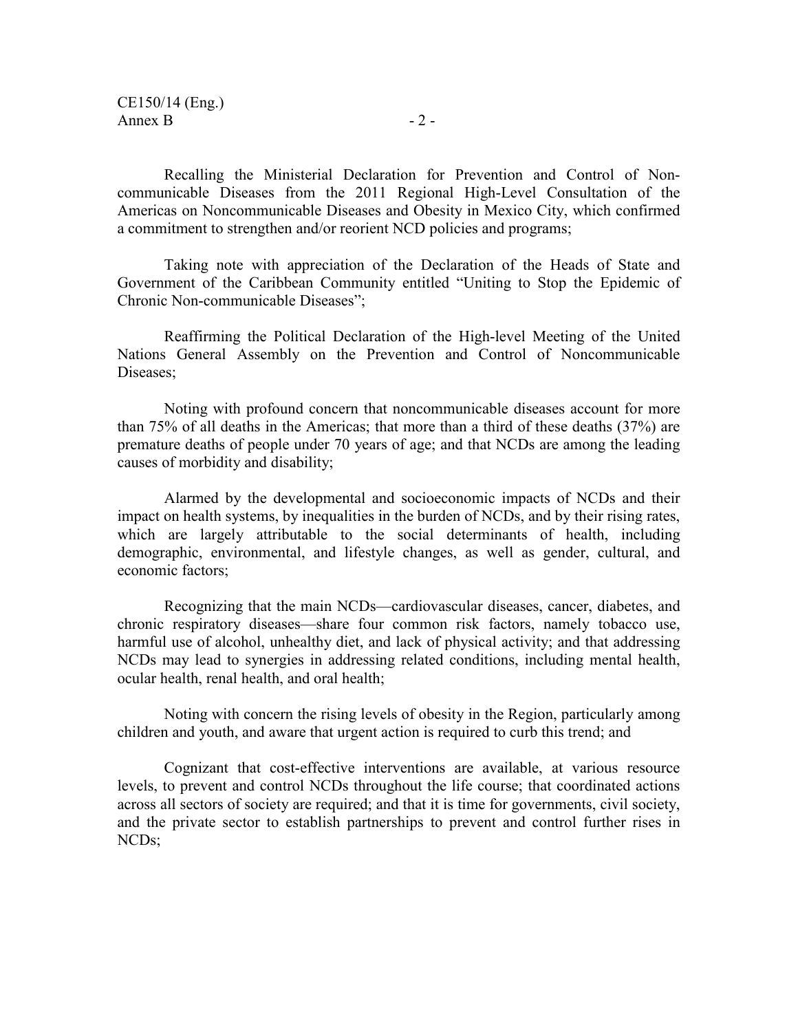Recalling the Ministerial Declaration for Prevention and Control of Non-communicable Diseases from the 2011 Regional High-Level Consultation of the Americas on Noncommunicable Diseases and Obesity in Mexico City, which confirmed a commitment to strengthen and/or reorient NCD policies and programs;

Taking note with appreciation of the Declaration of the Heads of State and Government of the Caribbean Community entitled "Uniting to Stop the Epidemic of Chronic Non-communicable Diseases";

Reaffirming the Political Declaration of the High-level Meeting of the United Nations General Assembly on the Prevention and Control of Noncommunicable Diseases;

Noting with profound concern that noncommunicable diseases account for more than 75% of all deaths in the Americas; that more than a third of these deaths (37%) are premature deaths of people under 70 years of age; and that NCDs are among the leading causes of morbidity and disability;

Alarmed by the developmental and socioeconomic impacts of NCDs and their impact on health systems, by inequalities in the burden of NCDs, and by their rising rates, which are largely attributable to the social determinants of health, including demographic, environmental, and lifestyle changes, as well as gender, cultural, and economic factors;

Recognizing that the main NCDs—cardiovascular diseases, cancer, diabetes, and chronic respiratory diseases—share four common risk factors, namely tobacco use, harmful use of alcohol, unhealthy diet, and lack of physical activity; and that addressing NCDs may lead to synergies in addressing related conditions, including mental health, ocular health, renal health, and oral health;

Noting with concern the rising levels of obesity in the Region, particularly among children and youth, and aware that urgent action is required to curb this trend; and

Cognizant that cost-effective interventions are available, at various resource levels, to prevent and control NCDs throughout the life course; that coordinated actions across all sectors of society are required; and that it is time for governments, civil society, and the private sector to establish partnerships to prevent and control further rises in NCDs;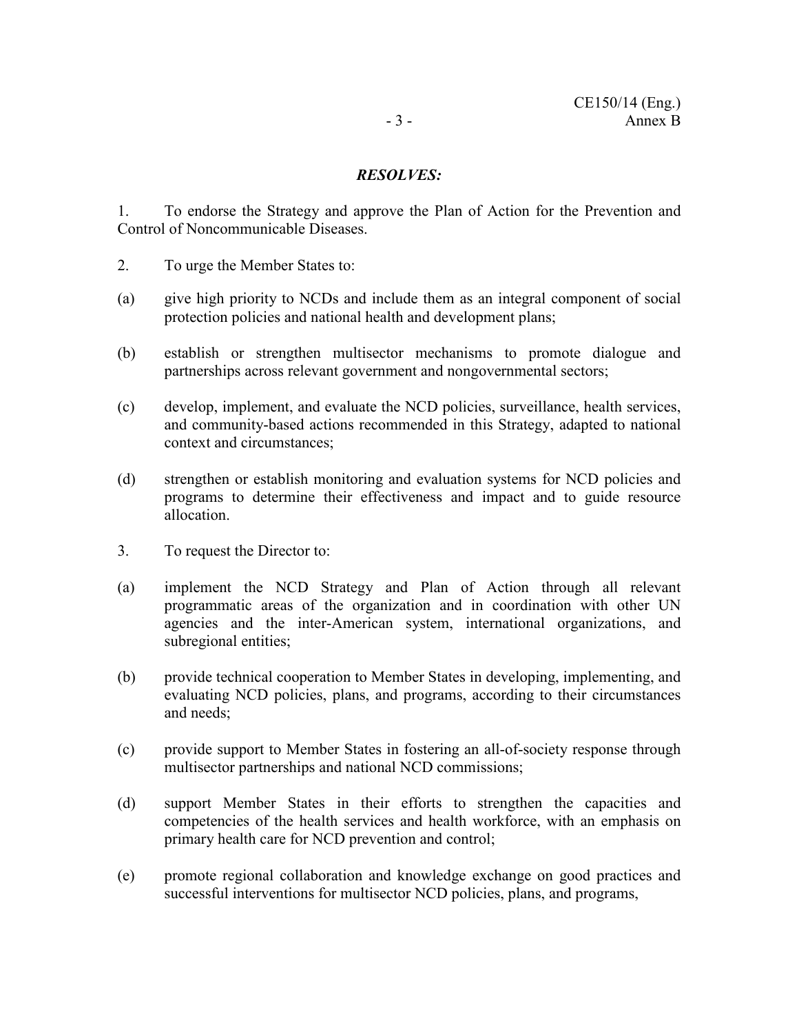***RESOLVES:***

1. To endorse the Strategy and approve the Plan of Action for the Prevention and Control of Noncommunicable Diseases.

2. To urge the Member States to:

(a) give high priority to NCDs and include them as an integral component of social protection policies and national health and development plans;

(b) establish or strengthen multisector mechanisms to promote dialogue and partnerships across relevant government and nongovernmental sectors;

(c) develop, implement, and evaluate the NCD policies, surveillance, health services, and community-based actions recommended in this Strategy, adapted to national context and circumstances;

(d) strengthen or establish monitoring and evaluation systems for NCD policies and programs to determine their effectiveness and impact and to guide resource allocation.

3. To request the Director to:

(a) implement the NCD Strategy and Plan of Action through all relevant programmatic areas of the organization and in coordination with other UN agencies and the inter-American system, international organizations, and subregional entities;

(b) provide technical cooperation to Member States in developing, implementing, and evaluating NCD policies, plans, and programs, according to their circumstances and needs;

(c) provide support to Member States in fostering an all-of-society response through multisector partnerships and national NCD commissions;

(d) support Member States in their efforts to strengthen the capacities and competencies of the health services and health workforce, with an emphasis on primary health care for NCD prevention and control;

(e) promote regional collaboration and knowledge exchange on good practices and successful interventions for multisector NCD policies, plans, and programs,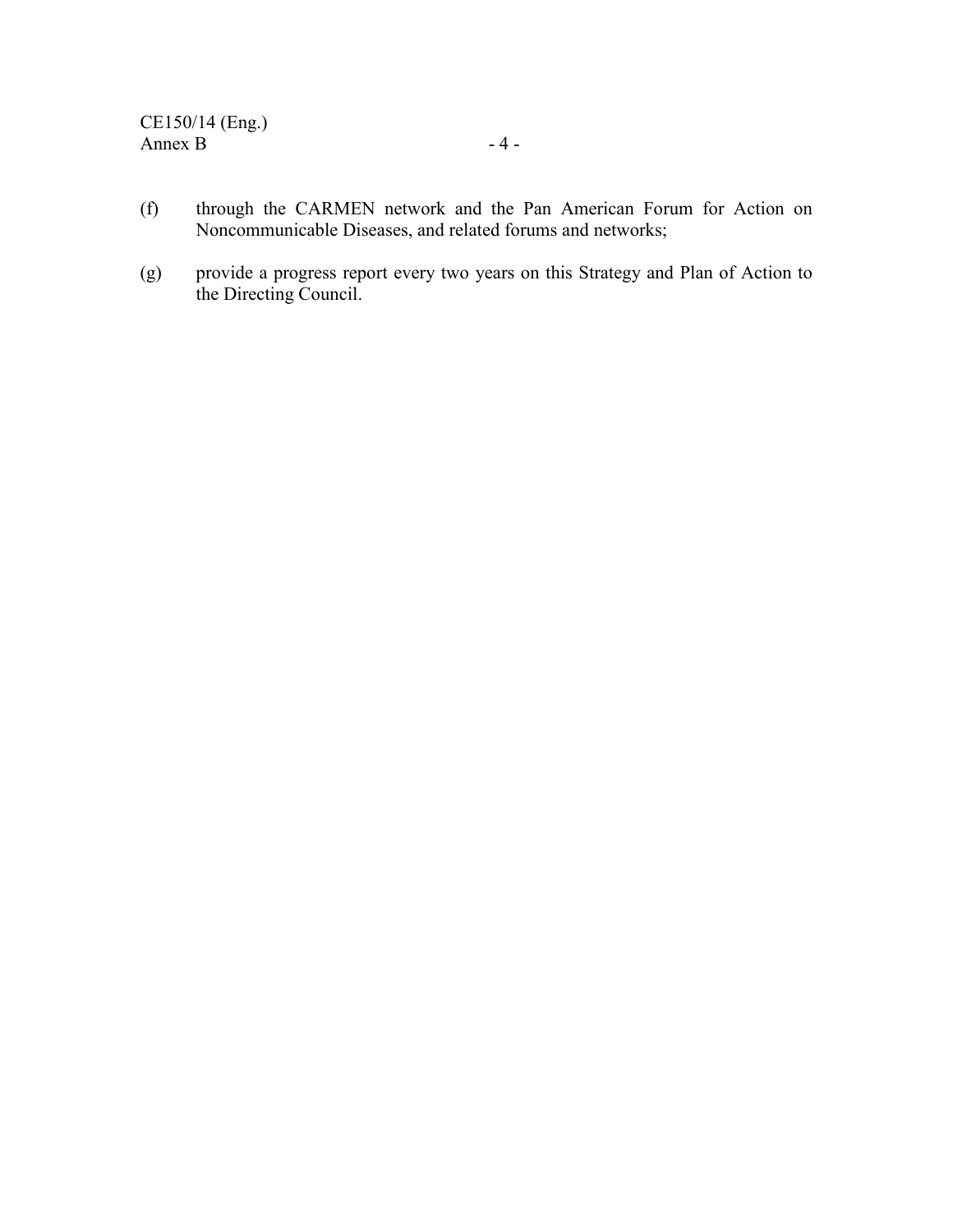(f) through the CARMEN network and the Pan American Forum for Action on Noncommunicable Diseases, and related forums and networks;

(g) provide a progress report every two years on this Strategy and Plan of Action to the Directing Council.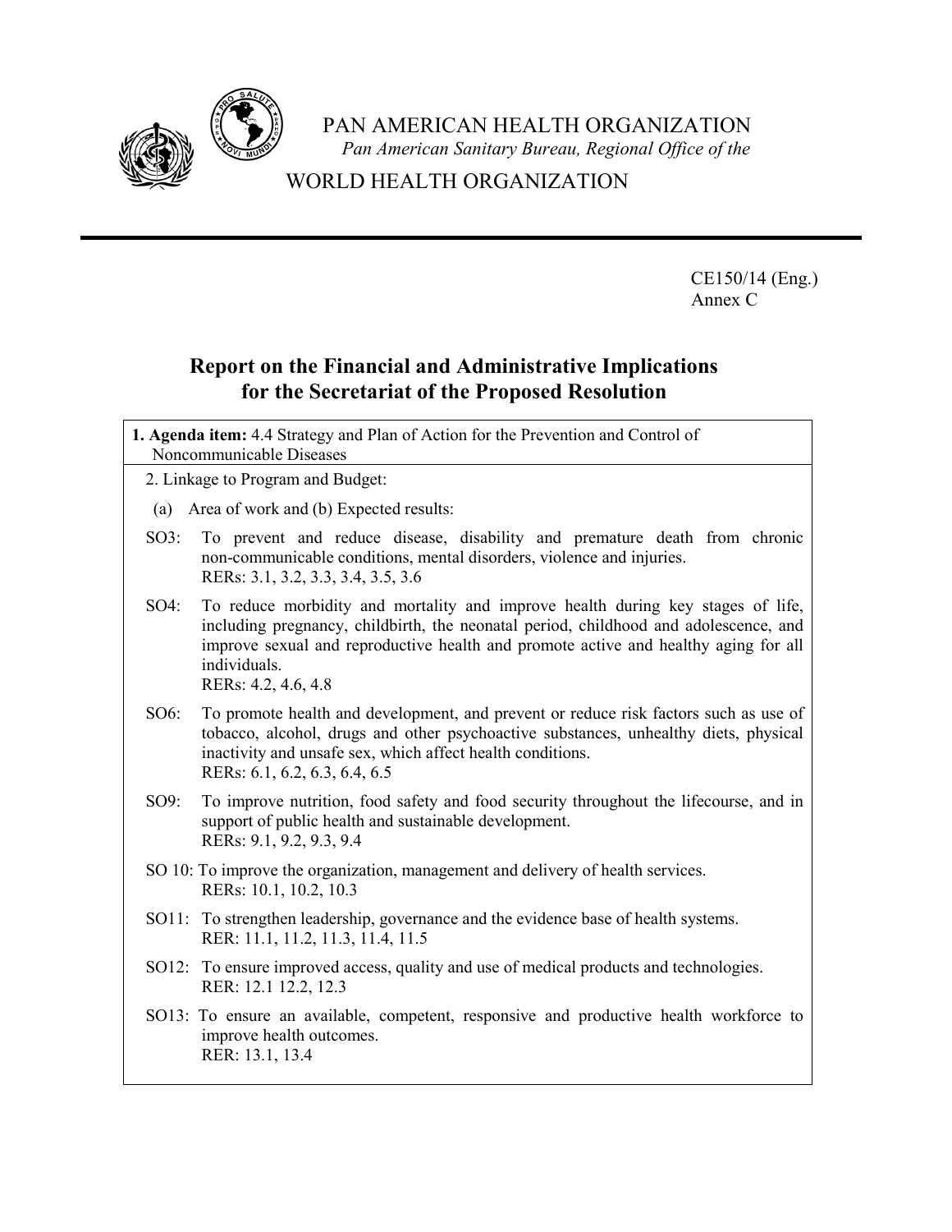PAN AMERICAN HEALTH ORGANIZATION
*Pan American Sanitary Bureau, Regional Office of the*
WORLD HEALTH ORGANIZATION

CE150/14 (Eng.)
Annex C

## Report on the Financial and Administrative Implications for the Secretariat of the Proposed Resolution

**1. Agenda item:** 4.4 Strategy and Plan of Action for the Prevention and Control of Noncommunicable Diseases

2. Linkage to Program and Budget:

(a) Area of work and (b) Expected results:

SO3: To prevent and reduce disease, disability and premature death from chronic non-communicable conditions, mental disorders, violence and injuries.
RERs: 3.1, 3.2, 3.3, 3.4, 3.5, 3.6

SO4: To reduce morbidity and mortality and improve health during key stages of life, including pregnancy, childbirth, the neonatal period, childhood and adolescence, and improve sexual and reproductive health and promote active and healthy aging for all individuals.
RERs: 4.2, 4.6, 4.8

SO6: To promote health and development, and prevent or reduce risk factors such as use of tobacco, alcohol, drugs and other psychoactive substances, unhealthy diets, physical inactivity and unsafe sex, which affect health conditions.
RERs: 6.1, 6.2, 6.3, 6.4, 6.5

SO9: To improve nutrition, food safety and food security throughout the lifecourse, and in support of public health and sustainable development.
RERs: 9.1, 9.2, 9.3, 9.4

SO 10: To improve the organization, management and delivery of health services.
RERs: 10.1, 10.2, 10.3

SO11: To strengthen leadership, governance and the evidence base of health systems.
RER: 11.1, 11.2, 11.3, 11.4, 11.5

SO12: To ensure improved access, quality and use of medical products and technologies.
RER: 12.1 12.2, 12.3

SO13: To ensure an available, competent, responsive and productive health workforce to improve health outcomes.
RER: 13.1, 13.4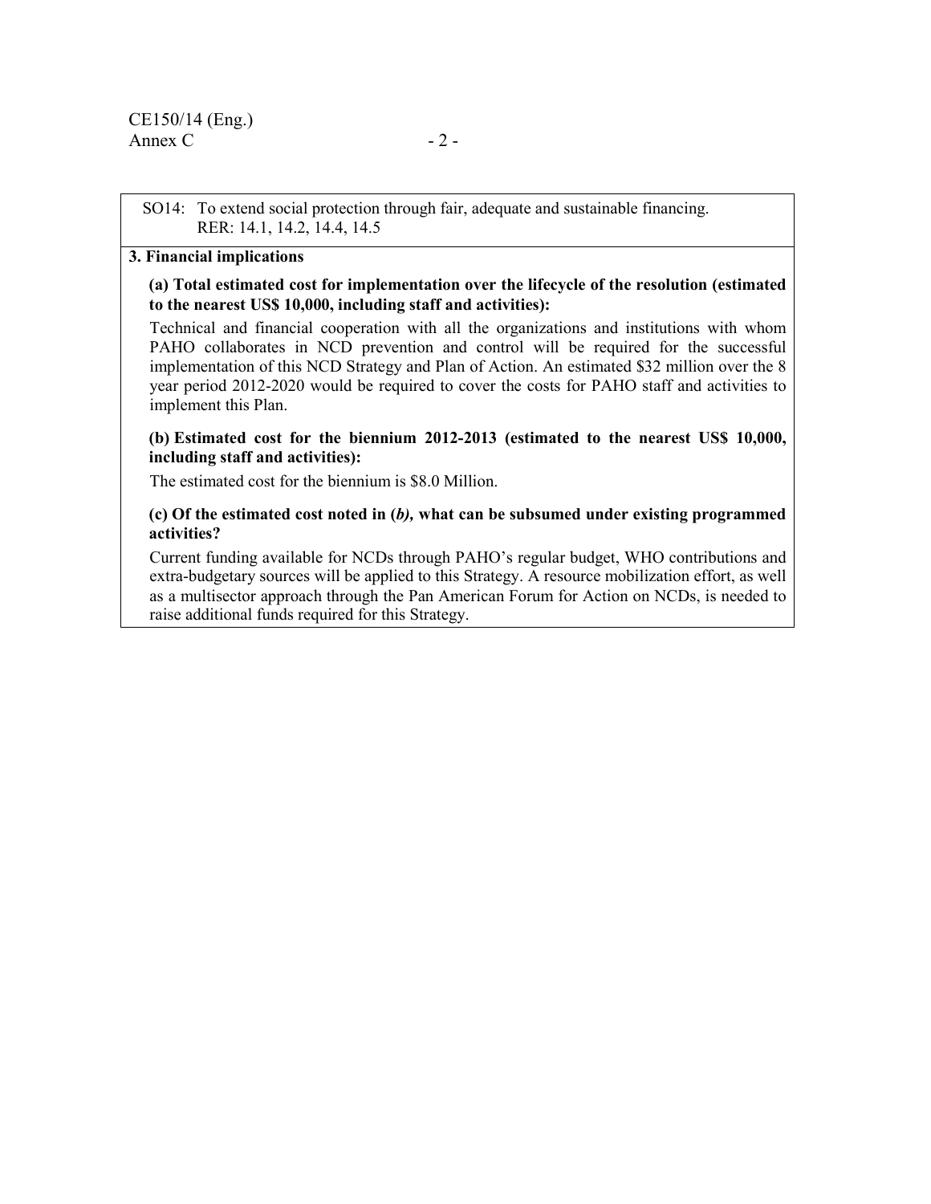SO14: To extend social protection through fair, adequate and sustainable financing.
RER: 14.1, 14.2, 14.4, 14.5

**3. Financial implications**

**(a) Total estimated cost for implementation over the lifecycle of the resolution (estimated to the nearest US$ 10,000, including staff and activities):**

Technical and financial cooperation with all the organizations and institutions with whom PAHO collaborates in NCD prevention and control will be required for the successful implementation of this NCD Strategy and Plan of Action. An estimated $32 million over the 8 year period 2012-2020 would be required to cover the costs for PAHO staff and activities to implement this Plan.

**(b) Estimated cost for the biennium 2012-2013 (estimated to the nearest US$ 10,000, including staff and activities):**

The estimated cost for the biennium is $8.0 Million.

**(c) Of the estimated cost noted in (*b*), what can be subsumed under existing programmed activities?**

Current funding available for NCDs through PAHO's regular budget, WHO contributions and extra-budgetary sources will be applied to this Strategy. A resource mobilization effort, as well as a multisector approach through the Pan American Forum for Action on NCDs, is needed to raise additional funds required for this Strategy.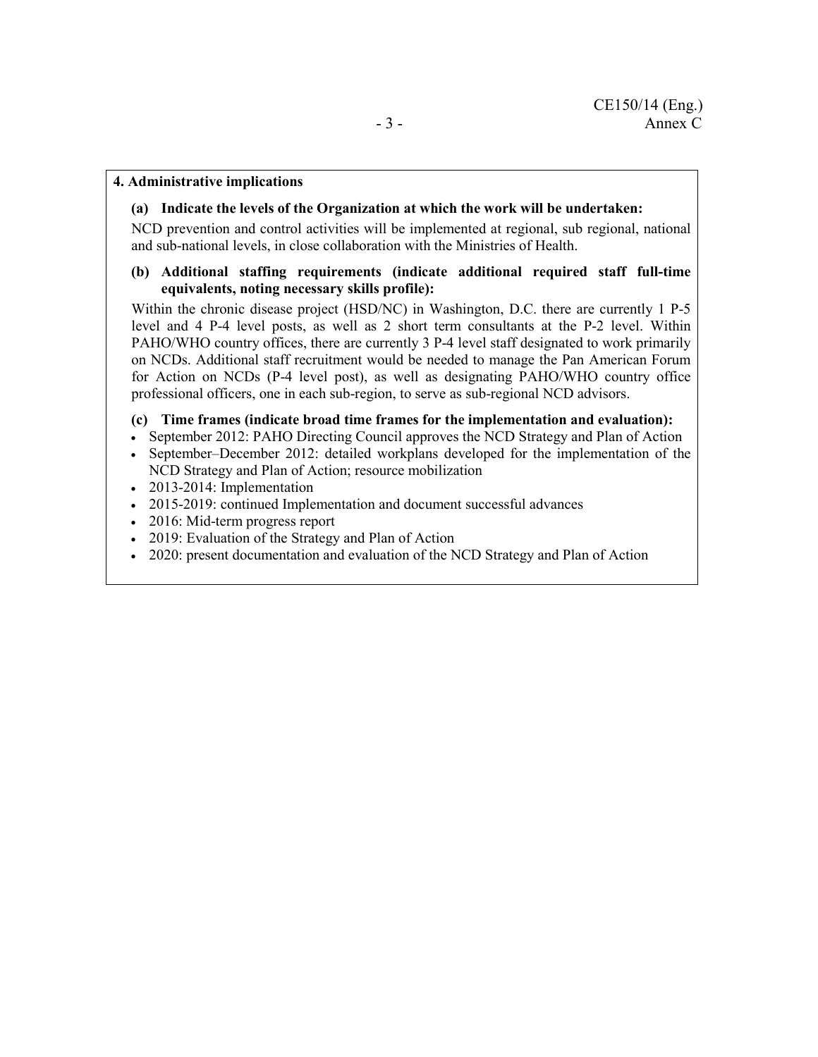**4. Administrative implications**

**(a) Indicate the levels of the Organization at which the work will be undertaken:**

NCD prevention and control activities will be implemented at regional, sub regional, national and sub-national levels, in close collaboration with the Ministries of Health.

**(b) Additional staffing requirements (indicate additional required staff full-time equivalents, noting necessary skills profile):**

Within the chronic disease project (HSD/NC) in Washington, D.C. there are currently 1 P-5 level and 4 P-4 level posts, as well as 2 short term consultants at the P-2 level. Within PAHO/WHO country offices, there are currently 3 P-4 level staff designated to work primarily on NCDs. Additional staff recruitment would be needed to manage the Pan American Forum for Action on NCDs (P-4 level post), as well as designating PAHO/WHO country office professional officers, one in each sub-region, to serve as sub-regional NCD advisors.

**(c) Time frames (indicate broad time frames for the implementation and evaluation):**

- September 2012: PAHO Directing Council approves the NCD Strategy and Plan of Action
- September–December 2012: detailed workplans developed for the implementation of the NCD Strategy and Plan of Action; resource mobilization
- 2013-2014: Implementation
- 2015-2019: continued Implementation and document successful advances
- 2016: Mid-term progress report
- 2019: Evaluation of the Strategy and Plan of Action
- 2020: present documentation and evaluation of the NCD Strategy and Plan of Action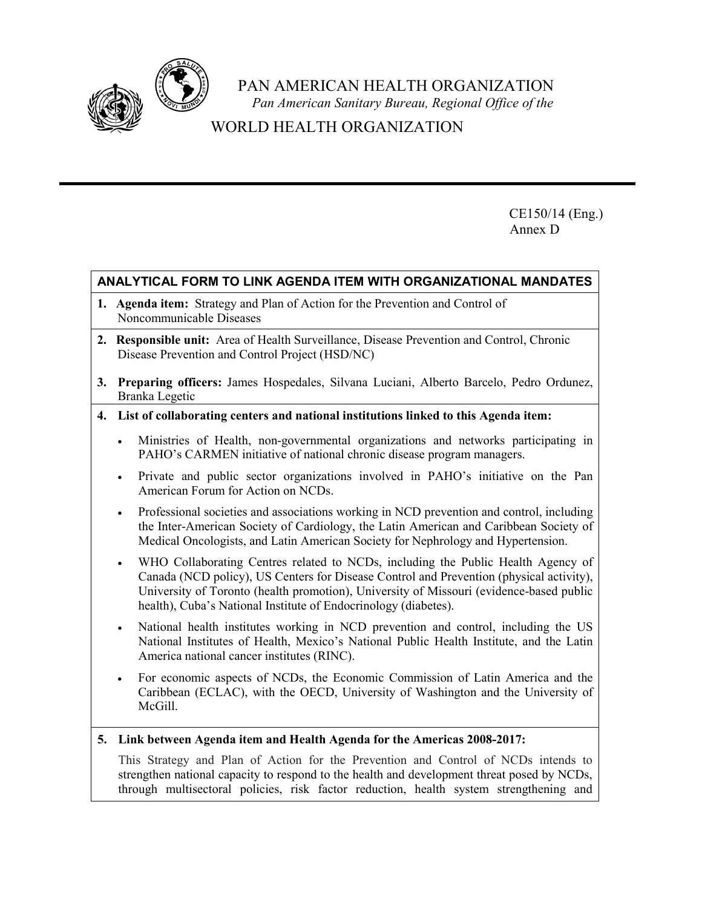PAN AMERICAN HEALTH ORGANIZATION
*Pan American Sanitary Bureau, Regional Office of the*
WORLD HEALTH ORGANIZATION

CE150/14 (Eng.)
Annex D

**ANALYTICAL FORM TO LINK AGENDA ITEM WITH ORGANIZATIONAL MANDATES**

**1. Agenda item:** Strategy and Plan of Action for the Prevention and Control of Noncommunicable Diseases

**2. Responsible unit:** Area of Health Surveillance, Disease Prevention and Control, Chronic Disease Prevention and Control Project (HSD/NC)

**3. Preparing officers:** James Hospedales, Silvana Luciani, Alberto Barcelo, Pedro Ordunez, Branka Legetic

**4. List of collaborating centers and national institutions linked to this Agenda item:**

- Ministries of Health, non-governmental organizations and networks participating in PAHO's CARMEN initiative of national chronic disease program managers.
- Private and public sector organizations involved in PAHO's initiative on the Pan American Forum for Action on NCDs.
- Professional societies and associations working in NCD prevention and control, including the Inter-American Society of Cardiology, the Latin American and Caribbean Society of Medical Oncologists, and Latin American Society for Nephrology and Hypertension.
- WHO Collaborating Centres related to NCDs, including the Public Health Agency of Canada (NCD policy), US Centers for Disease Control and Prevention (physical activity), University of Toronto (health promotion), University of Missouri (evidence-based public health), Cuba's National Institute of Endocrinology (diabetes).
- National health institutes working in NCD prevention and control, including the US National Institutes of Health, Mexico's National Public Health Institute, and the Latin America national cancer institutes (RINC).
- For economic aspects of NCDs, the Economic Commission of Latin America and the Caribbean (ECLAC), with the OECD, University of Washington and the University of McGill.

**5. Link between Agenda item and Health Agenda for the Americas 2008-2017:**

This Strategy and Plan of Action for the Prevention and Control of NCDs intends to strengthen national capacity to respond to the health and development threat posed by NCDs, through multisectoral policies, risk factor reduction, health system strengthening and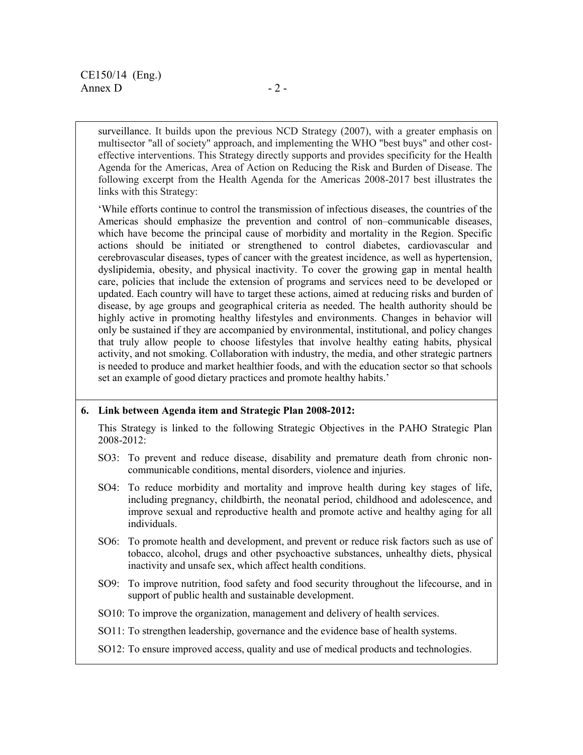surveillance. It builds upon the previous NCD Strategy (2007), with a greater emphasis on multisector "all of society" approach, and implementing the WHO "best buys" and other cost-effective interventions. This Strategy directly supports and provides specificity for the Health Agenda for the Americas, Area of Action on Reducing the Risk and Burden of Disease. The following excerpt from the Health Agenda for the Americas 2008-2017 best illustrates the links with this Strategy:

'While efforts continue to control the transmission of infectious diseases, the countries of the Americas should emphasize the prevention and control of non–communicable diseases, which have become the principal cause of morbidity and mortality in the Region. Specific actions should be initiated or strengthened to control diabetes, cardiovascular and cerebrovascular diseases, types of cancer with the greatest incidence, as well as hypertension, dyslipidemia, obesity, and physical inactivity. To cover the growing gap in mental health care, policies that include the extension of programs and services need to be developed or updated. Each country will have to target these actions, aimed at reducing risks and burden of disease, by age groups and geographical criteria as needed. The health authority should be highly active in promoting healthy lifestyles and environments. Changes in behavior will only be sustained if they are accompanied by environmental, institutional, and policy changes that truly allow people to choose lifestyles that involve healthy eating habits, physical activity, and not smoking. Collaboration with industry, the media, and other strategic partners is needed to produce and market healthier foods, and with the education sector so that schools set an example of good dietary practices and promote healthy habits.'

**6. Link between Agenda item and Strategic Plan 2008-2012:**

This Strategy is linked to the following Strategic Objectives in the PAHO Strategic Plan 2008-2012:

- SO3: To prevent and reduce disease, disability and premature death from chronic non-communicable conditions, mental disorders, violence and injuries.
- SO4: To reduce morbidity and mortality and improve health during key stages of life, including pregnancy, childbirth, the neonatal period, childhood and adolescence, and improve sexual and reproductive health and promote active and healthy aging for all individuals.
- SO6: To promote health and development, and prevent or reduce risk factors such as use of tobacco, alcohol, drugs and other psychoactive substances, unhealthy diets, physical inactivity and unsafe sex, which affect health conditions.
- SO9: To improve nutrition, food safety and food security throughout the lifecourse, and in support of public health and sustainable development.
- SO10: To improve the organization, management and delivery of health services.
- SO11: To strengthen leadership, governance and the evidence base of health systems.
- SO12: To ensure improved access, quality and use of medical products and technologies.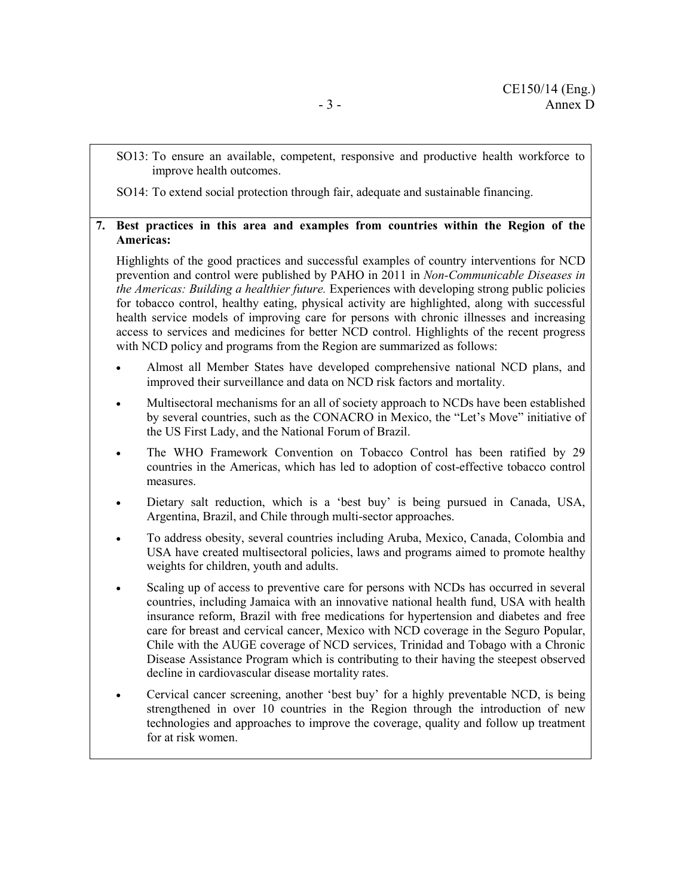SO13: To ensure an available, competent, responsive and productive health workforce to improve health outcomes.

SO14: To extend social protection through fair, adequate and sustainable financing.

**7. Best practices in this area and examples from countries within the Region of the Americas:**

Highlights of the good practices and successful examples of country interventions for NCD prevention and control were published by PAHO in 2011 in *Non-Communicable Diseases in the Americas: Building a healthier future.* Experiences with developing strong public policies for tobacco control, healthy eating, physical activity are highlighted, along with successful health service models of improving care for persons with chronic illnesses and increasing access to services and medicines for better NCD control. Highlights of the recent progress with NCD policy and programs from the Region are summarized as follows:

- Almost all Member States have developed comprehensive national NCD plans, and improved their surveillance and data on NCD risk factors and mortality.
- Multisectoral mechanisms for an all of society approach to NCDs have been established by several countries, such as the CONACRO in Mexico, the "Let's Move" initiative of the US First Lady, and the National Forum of Brazil.
- The WHO Framework Convention on Tobacco Control has been ratified by 29 countries in the Americas, which has led to adoption of cost-effective tobacco control measures.
- Dietary salt reduction, which is a 'best buy' is being pursued in Canada, USA, Argentina, Brazil, and Chile through multi-sector approaches.
- To address obesity, several countries including Aruba, Mexico, Canada, Colombia and USA have created multisectoral policies, laws and programs aimed to promote healthy weights for children, youth and adults.
- Scaling up of access to preventive care for persons with NCDs has occurred in several countries, including Jamaica with an innovative national health fund, USA with health insurance reform, Brazil with free medications for hypertension and diabetes and free care for breast and cervical cancer, Mexico with NCD coverage in the Seguro Popular, Chile with the AUGE coverage of NCD services, Trinidad and Tobago with a Chronic Disease Assistance Program which is contributing to their having the steepest observed decline in cardiovascular disease mortality rates.
- Cervical cancer screening, another 'best buy' for a highly preventable NCD, is being strengthened in over 10 countries in the Region through the introduction of new technologies and approaches to improve the coverage, quality and follow up treatment for at risk women.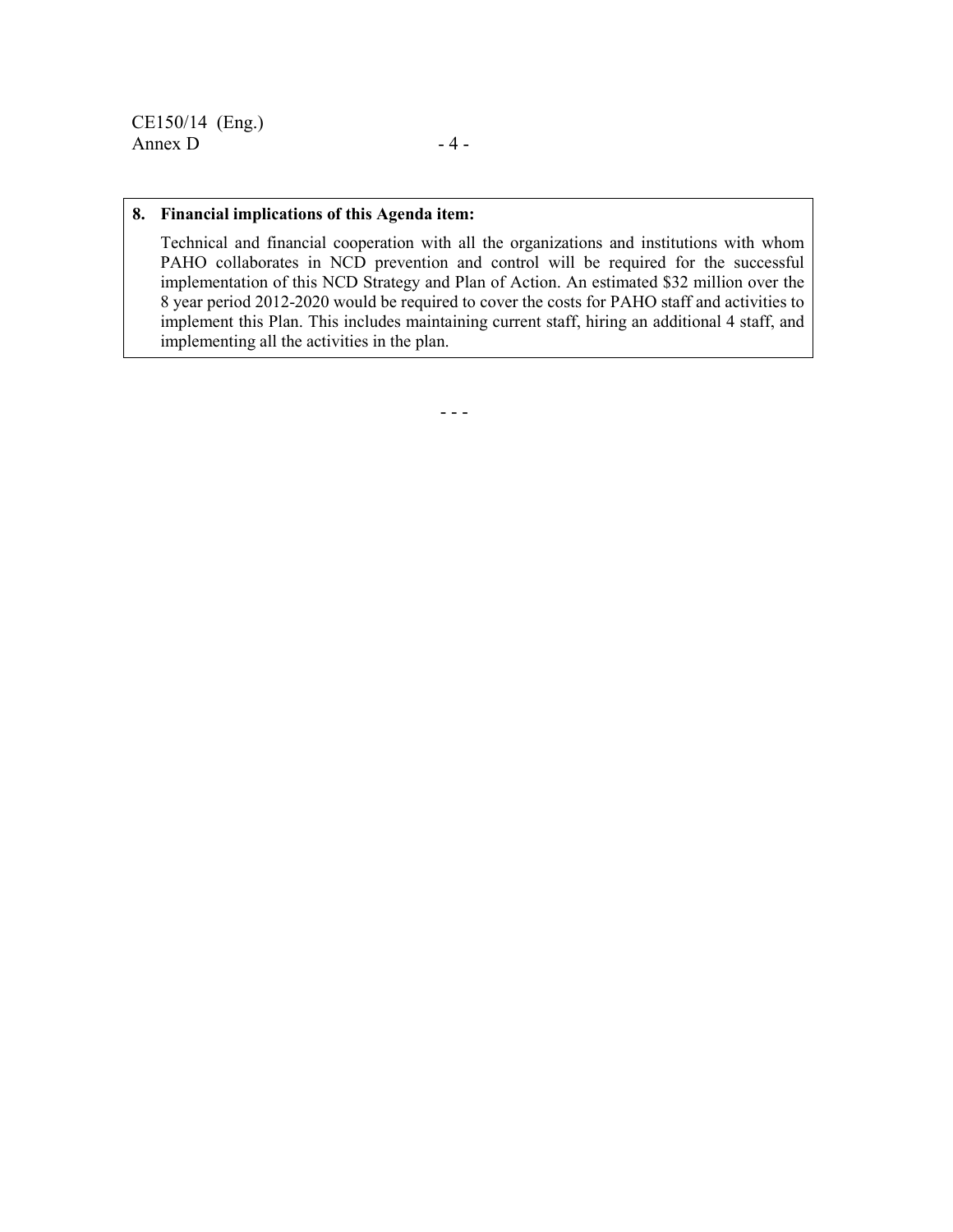**8. Financial implications of this Agenda item:**

Technical and financial cooperation with all the organizations and institutions with whom PAHO collaborates in NCD prevention and control will be required for the successful implementation of this NCD Strategy and Plan of Action. An estimated $32 million over the 8 year period 2012-2020 would be required to cover the costs for PAHO staff and activities to implement this Plan. This includes maintaining current staff, hiring an additional 4 staff, and implementing all the activities in the plan.

- - -